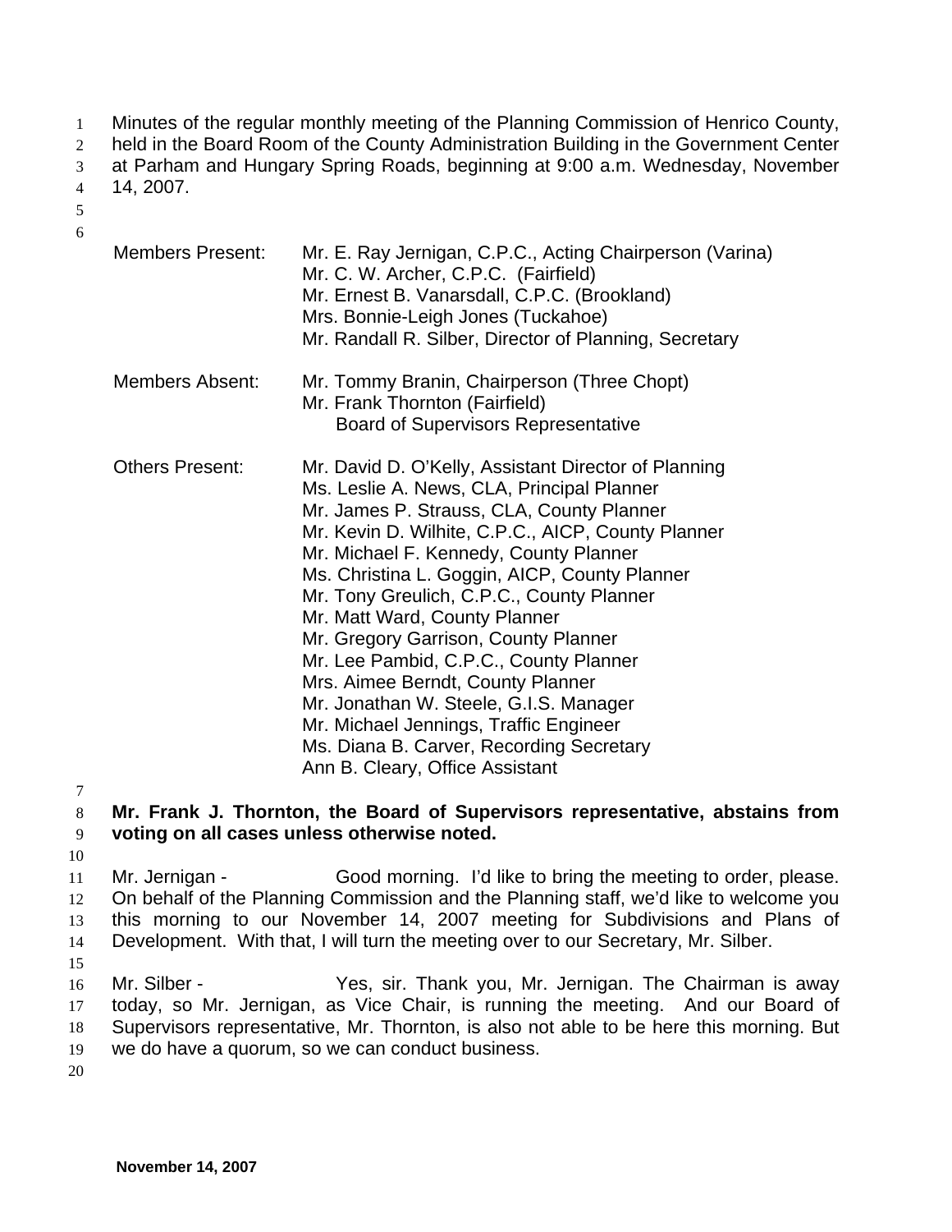Minutes of the regular monthly meeting of the Planning Commission of Henrico County, held in the Board Room of the County Administration Building in the Government Center at Parham and Hungary Spring Roads, beginning at 9:00 a.m. Wednesday, November 14, 2007.

| | |
|---|---|
| Members Present: | Mr. E. Ray Jernigan, C.P.C., Acting Chairperson (Varina)<br>Mr. C. W. Archer, C.P.C. (Fairfield)<br>Mr. Ernest B. Vanarsdall, C.P.C. (Brookland)<br>Mrs. Bonnie-Leigh Jones (Tuckahoe)<br>Mr. Randall R. Silber, Director of Planning, Secretary |
| Members Absent: | Mr. Tommy Branin, Chairperson (Three Chopt)<br>Mr. Frank Thornton (Fairfield)<br>Board of Supervisors Representative |
| Others Present: | Mr. David D. O'Kelly, Assistant Director of Planning<br>Ms. Leslie A. News, CLA, Principal Planner<br>Mr. James P. Strauss, CLA, County Planner<br>Mr. Kevin D. Wilhite, C.P.C., AICP, County Planner<br>Mr. Michael F. Kennedy, County Planner<br>Ms. Christina L. Goggin, AICP, County Planner<br>Mr. Tony Greulich, C.P.C., County Planner<br>Mr. Matt Ward, County Planner<br>Mr. Gregory Garrison, County Planner<br>Mr. Lee Pambid, C.P.C., County Planner<br>Mrs. Aimee Berndt, County Planner<br>Mr. Jonathan W. Steele, G.I.S. Manager<br>Mr. Michael Jennings, Traffic Engineer<br>Ms. Diana B. Carver, Recording Secretary<br>Ann B. Cleary, Office Assistant |

**Mr. Frank J. Thornton, the Board of Supervisors representative, abstains from voting on all cases unless otherwise noted.**

Mr. Jernigan - Good morning. I'd like to bring the meeting to order, please. On behalf of the Planning Commission and the Planning staff, we'd like to welcome you this morning to our November 14, 2007 meeting for Subdivisions and Plans of Development. With that, I will turn the meeting over to our Secretary, Mr. Silber.

Mr. Silber - Yes, sir. Thank you, Mr. Jernigan. The Chairman is away today, so Mr. Jernigan, as Vice Chair, is running the meeting. And our Board of Supervisors representative, Mr. Thornton, is also not able to be here this morning. But we do have a quorum, so we can conduct business.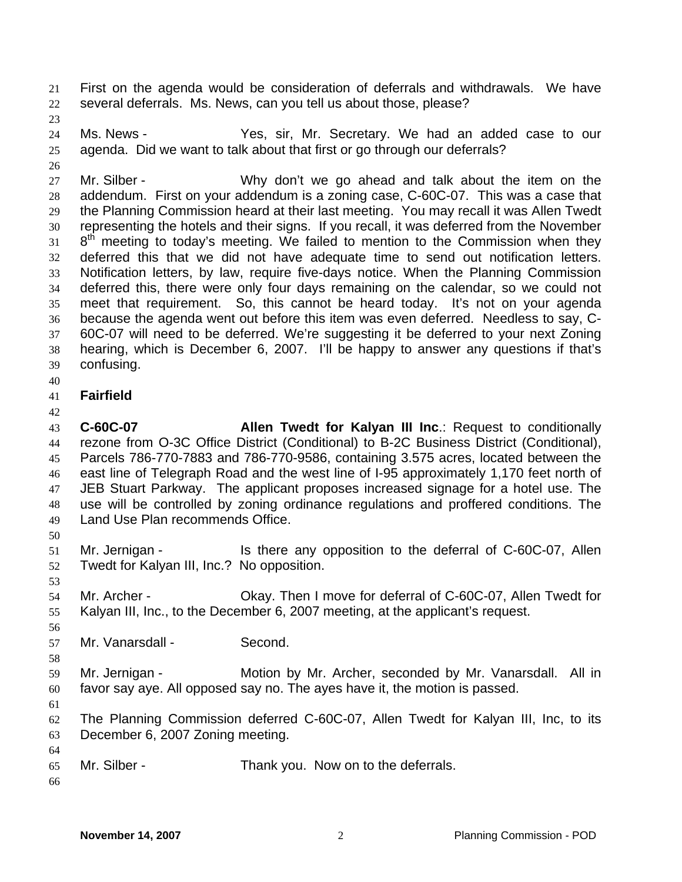First on the agenda would be consideration of deferrals and withdrawals. We have several deferrals. Ms. News, can you tell us about those, please?

Ms. News - Yes, sir, Mr. Secretary. We had an added case to our agenda. Did we want to talk about that first or go through our deferrals?

Mr. Silber - Why don't we go ahead and talk about the item on the addendum. First on your addendum is a zoning case, C-60C-07. This was a case that the Planning Commission heard at their last meeting. You may recall it was Allen Twedt representing the hotels and their signs. If you recall, it was deferred from the November 8th meeting to today's meeting. We failed to mention to the Commission when they deferred this that we did not have adequate time to send out notification letters. Notification letters, by law, require five-days notice. When the Planning Commission deferred this, there were only four days remaining on the calendar, so we could not meet that requirement. So, this cannot be heard today. It's not on your agenda because the agenda went out before this item was even deferred. Needless to say, C-60C-07 will need to be deferred. We're suggesting it be deferred to your next Zoning hearing, which is December 6, 2007. I'll be happy to answer any questions if that's confusing.

**Fairfield**

**C-60C-07** **Allen Twedt for Kalyan III Inc**.: Request to conditionally rezone from O-3C Office District (Conditional) to B-2C Business District (Conditional), Parcels 786-770-7883 and 786-770-9586, containing 3.575 acres, located between the east line of Telegraph Road and the west line of I-95 approximately 1,170 feet north of JEB Stuart Parkway. The applicant proposes increased signage for a hotel use. The use will be controlled by zoning ordinance regulations and proffered conditions. The Land Use Plan recommends Office.

Mr. Jernigan - Is there any opposition to the deferral of C-60C-07, Allen Twedt for Kalyan III, Inc.? No opposition.

Mr. Archer - Okay. Then I move for deferral of C-60C-07, Allen Twedt for Kalyan III, Inc., to the December 6, 2007 meeting, at the applicant's request.

Mr. Vanarsdall - Second.

Mr. Jernigan - Motion by Mr. Archer, seconded by Mr. Vanarsdall. All in favor say aye. All opposed say no. The ayes have it, the motion is passed.

The Planning Commission deferred C-60C-07, Allen Twedt for Kalyan III, Inc, to its December 6, 2007 Zoning meeting.

Mr. Silber - Thank you. Now on to the deferrals.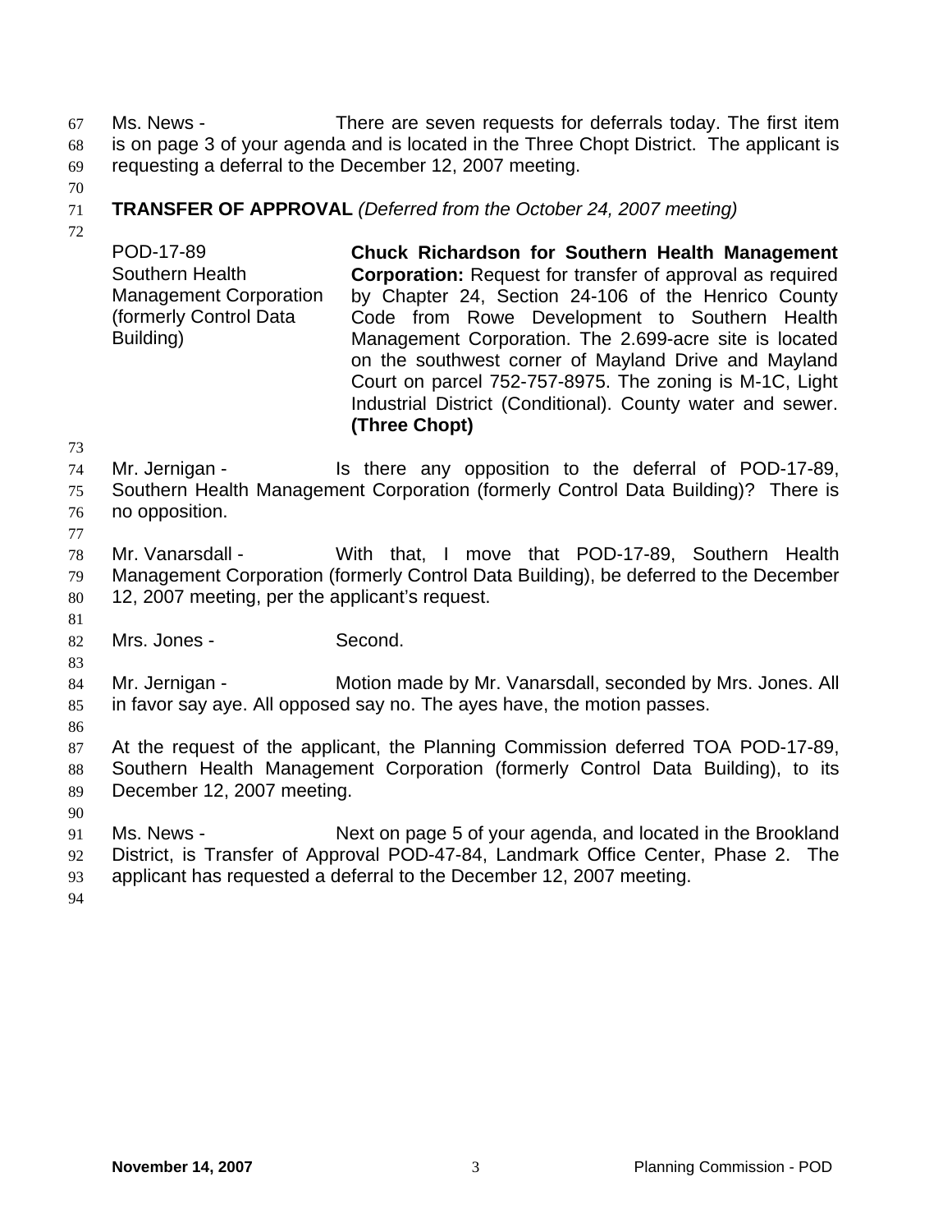Ms. News - There are seven requests for deferrals today. The first item is on page 3 of your agenda and is located in the Three Chopt District. The applicant is requesting a deferral to the December 12, 2007 meeting.

**TRANSFER OF APPROVAL** *(Deferred from the October 24, 2007 meeting)*

| | |
|---|---|
| POD-17-89<br>Southern Health Management Corporation (formerly Control Data Building) | **Chuck Richardson for Southern Health Management Corporation:** Request for transfer of approval as required by Chapter 24, Section 24-106 of the Henrico County Code from Rowe Development to Southern Health Management Corporation. The 2.699-acre site is located on the southwest corner of Mayland Drive and Mayland Court on parcel 752-757-8975. The zoning is M-1C, Light Industrial District (Conditional). County water and sewer. **(Three Chopt)** |

Mr. Jernigan - Is there any opposition to the deferral of POD-17-89, Southern Health Management Corporation (formerly Control Data Building)? There is no opposition.

Mr. Vanarsdall - With that, I move that POD-17-89, Southern Health Management Corporation (formerly Control Data Building), be deferred to the December 12, 2007 meeting, per the applicant's request.

Mrs. Jones - Second.

Mr. Jernigan - Motion made by Mr. Vanarsdall, seconded by Mrs. Jones. All in favor say aye. All opposed say no. The ayes have, the motion passes.

At the request of the applicant, the Planning Commission deferred TOA POD-17-89, Southern Health Management Corporation (formerly Control Data Building), to its December 12, 2007 meeting.

Ms. News - Next on page 5 of your agenda, and located in the Brookland District, is Transfer of Approval POD-47-84, Landmark Office Center, Phase 2. The applicant has requested a deferral to the December 12, 2007 meeting.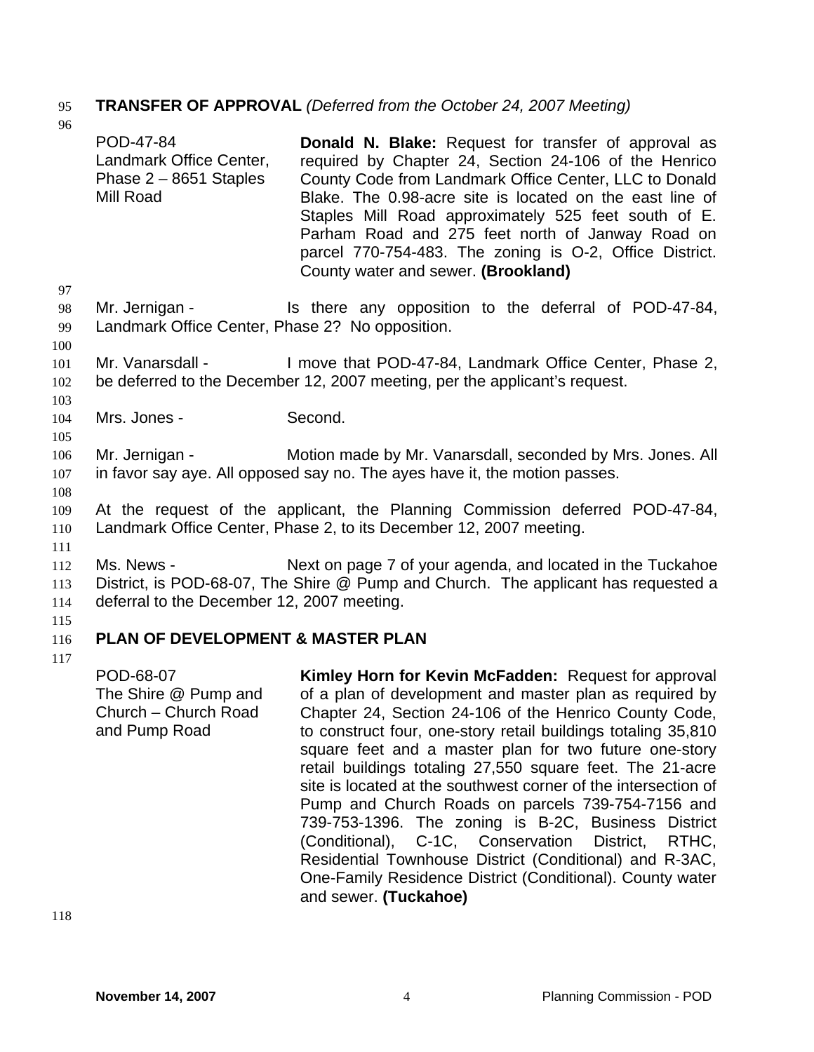**TRANSFER OF APPROVAL** *(Deferred from the October 24, 2007 Meeting)*

| | |
|---|---|
| POD-47-84<br>Landmark Office Center, Phase 2 – 8651 Staples Mill Road | **Donald N. Blake:** Request for transfer of approval as required by Chapter 24, Section 24-106 of the Henrico County Code from Landmark Office Center, LLC to Donald Blake. The 0.98-acre site is located on the east line of Staples Mill Road approximately 525 feet south of E. Parham Road and 275 feet north of Janway Road on parcel 770-754-483. The zoning is O-2, Office District. County water and sewer. **(Brookland)** |

Mr. Jernigan - Is there any opposition to the deferral of POD-47-84, Landmark Office Center, Phase 2? No opposition.

Mr. Vanarsdall - I move that POD-47-84, Landmark Office Center, Phase 2, be deferred to the December 12, 2007 meeting, per the applicant's request.

Mrs. Jones - Second.

Mr. Jernigan - Motion made by Mr. Vanarsdall, seconded by Mrs. Jones. All in favor say aye. All opposed say no. The ayes have it, the motion passes.

At the request of the applicant, the Planning Commission deferred POD-47-84, Landmark Office Center, Phase 2, to its December 12, 2007 meeting.

Ms. News - Next on page 7 of your agenda, and located in the Tuckahoe District, is POD-68-07, The Shire @ Pump and Church. The applicant has requested a deferral to the December 12, 2007 meeting.

**PLAN OF DEVELOPMENT & MASTER PLAN**

| | |
|---|---|
| POD-68-07<br>The Shire @ Pump and Church – Church Road and Pump Road | **Kimley Horn for Kevin McFadden:** Request for approval of a plan of development and master plan as required by Chapter 24, Section 24-106 of the Henrico County Code, to construct four, one-story retail buildings totaling 35,810 square feet and a master plan for two future one-story retail buildings totaling 27,550 square feet. The 21-acre site is located at the southwest corner of the intersection of Pump and Church Roads on parcels 739-754-7156 and 739-753-1396. The zoning is B-2C, Business District (Conditional), C-1C, Conservation District, RTHC, Residential Townhouse District (Conditional) and R-3AC, One-Family Residence District (Conditional). County water and sewer. **(Tuckahoe)** |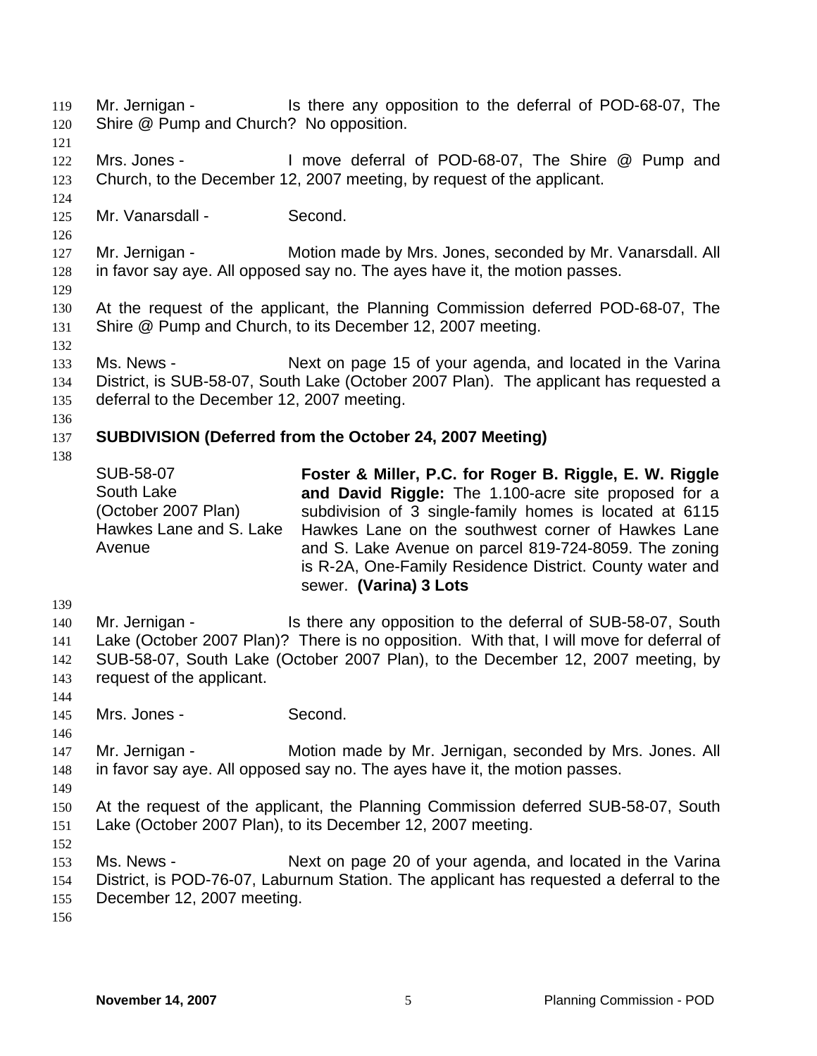Mr. Jernigan - Is there any opposition to the deferral of POD-68-07, The Shire @ Pump and Church? No opposition.

Mrs. Jones - I move deferral of POD-68-07, The Shire @ Pump and Church, to the December 12, 2007 meeting, by request of the applicant.

Mr. Vanarsdall - Second.

Mr. Jernigan - Motion made by Mrs. Jones, seconded by Mr. Vanarsdall. All in favor say aye. All opposed say no. The ayes have it, the motion passes.

At the request of the applicant, the Planning Commission deferred POD-68-07, The Shire @ Pump and Church, to its December 12, 2007 meeting.

Ms. News - Next on page 15 of your agenda, and located in the Varina District, is SUB-58-07, South Lake (October 2007 Plan). The applicant has requested a deferral to the December 12, 2007 meeting.

**SUBDIVISION (Deferred from the October 24, 2007 Meeting)**

| | |
|---|---|
| SUB-58-07<br>South Lake<br>(October 2007 Plan)<br>Hawkes Lane and S. Lake Avenue | **Foster & Miller, P.C. for Roger B. Riggle, E. W. Riggle and David Riggle:** The 1.100-acre site proposed for a subdivision of 3 single-family homes is located at 6115 Hawkes Lane on the southwest corner of Hawkes Lane and S. Lake Avenue on parcel 819-724-8059. The zoning is R-2A, One-Family Residence District. County water and sewer. **(Varina) 3 Lots** |

Mr. Jernigan - Is there any opposition to the deferral of SUB-58-07, South Lake (October 2007 Plan)? There is no opposition. With that, I will move for deferral of SUB-58-07, South Lake (October 2007 Plan), to the December 12, 2007 meeting, by request of the applicant.

Mrs. Jones - Second.

Mr. Jernigan - Motion made by Mr. Jernigan, seconded by Mrs. Jones. All in favor say aye. All opposed say no. The ayes have it, the motion passes.

At the request of the applicant, the Planning Commission deferred SUB-58-07, South Lake (October 2007 Plan), to its December 12, 2007 meeting.

Ms. News - Next on page 20 of your agenda, and located in the Varina District, is POD-76-07, Laburnum Station. The applicant has requested a deferral to the December 12, 2007 meeting.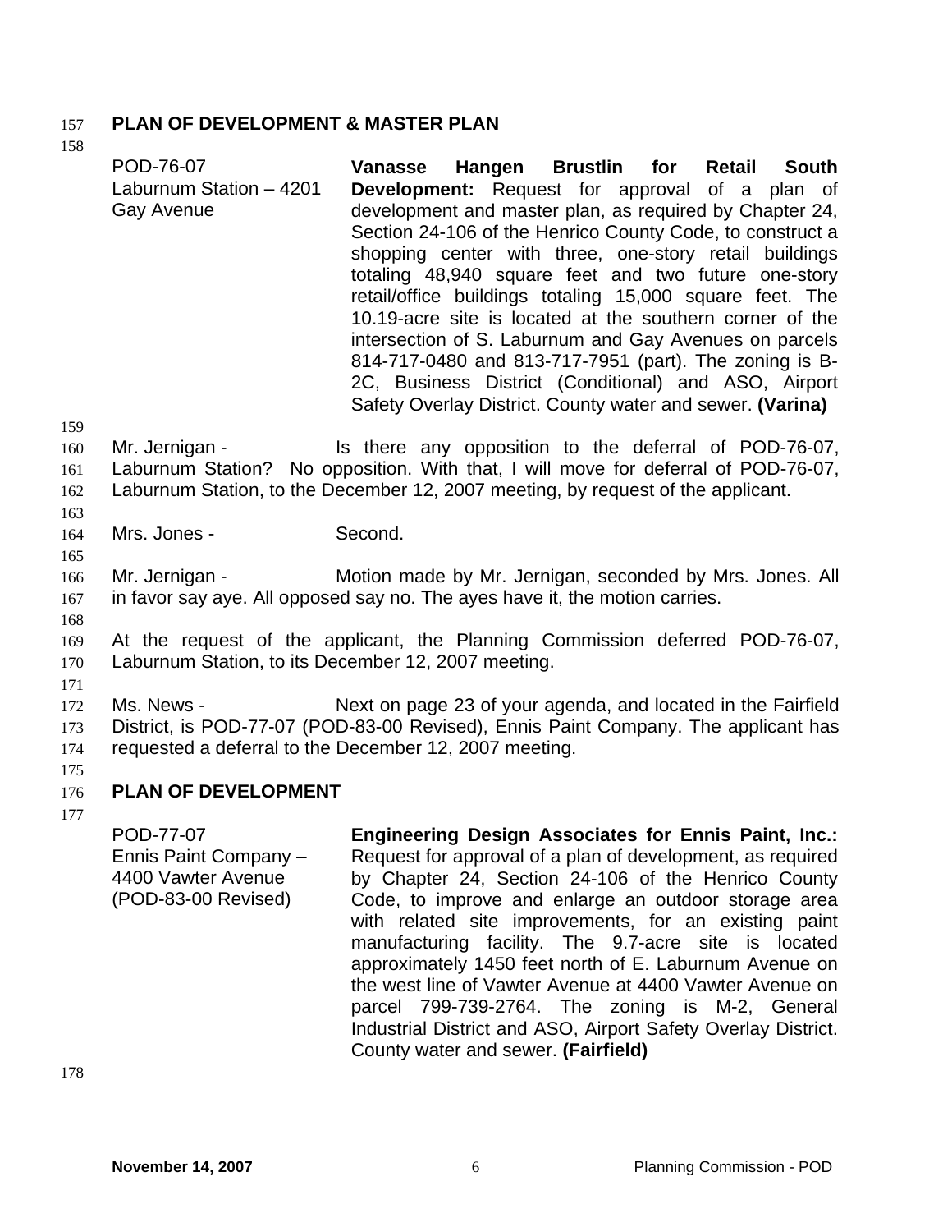## PLAN OF DEVELOPMENT & MASTER PLAN

| | |
|---|---|
| POD-76-07<br>Laburnum Station – 4201 Gay Avenue | **Vanasse Hangen Brustlin for Retail South Development:** Request for approval of a plan of development and master plan, as required by Chapter 24, Section 24-106 of the Henrico County Code, to construct a shopping center with three, one-story retail buildings totaling 48,940 square feet and two future one-story retail/office buildings totaling 15,000 square feet. The 10.19-acre site is located at the southern corner of the intersection of S. Laburnum and Gay Avenues on parcels 814-717-0480 and 813-717-7951 (part). The zoning is B-2C, Business District (Conditional) and ASO, Airport Safety Overlay District. County water and sewer. **(Varina)** |

Mr. Jernigan - Is there any opposition to the deferral of POD-76-07, Laburnum Station? No opposition. With that, I will move for deferral of POD-76-07, Laburnum Station, to the December 12, 2007 meeting, by request of the applicant.

Mrs. Jones - Second.

Mr. Jernigan - Motion made by Mr. Jernigan, seconded by Mrs. Jones. All in favor say aye. All opposed say no. The ayes have it, the motion carries.

At the request of the applicant, the Planning Commission deferred POD-76-07, Laburnum Station, to its December 12, 2007 meeting.

Ms. News - Next on page 23 of your agenda, and located in the Fairfield District, is POD-77-07 (POD-83-00 Revised), Ennis Paint Company. The applicant has requested a deferral to the December 12, 2007 meeting.

## PLAN OF DEVELOPMENT

| | |
|---|---|
| POD-77-07<br>Ennis Paint Company – 4400 Vawter Avenue<br>(POD-83-00 Revised) | **Engineering Design Associates for Ennis Paint, Inc.:** Request for approval of a plan of development, as required by Chapter 24, Section 24-106 of the Henrico County Code, to improve and enlarge an outdoor storage area with related site improvements, for an existing paint manufacturing facility. The 9.7-acre site is located approximately 1450 feet north of E. Laburnum Avenue on the west line of Vawter Avenue at 4400 Vawter Avenue on parcel 799-739-2764. The zoning is M-2, General Industrial District and ASO, Airport Safety Overlay District. County water and sewer. **(Fairfield)** |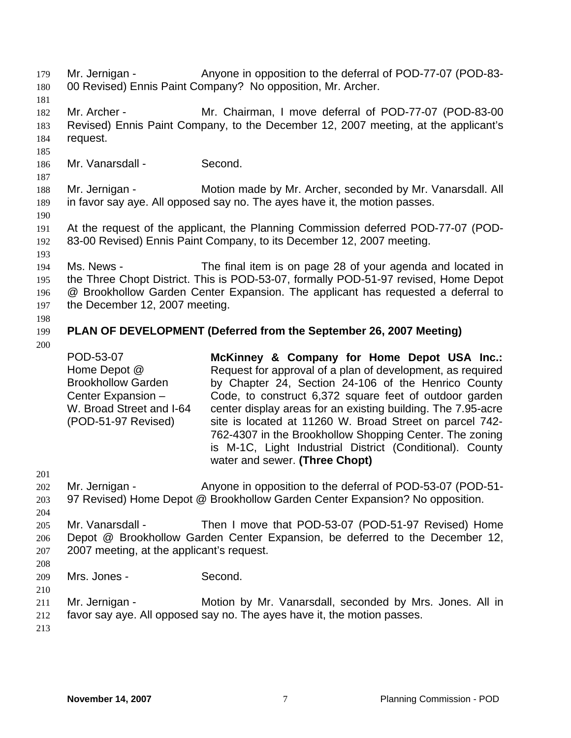Mr. Jernigan - Anyone in opposition to the deferral of POD-77-07 (POD-83-00 Revised) Ennis Paint Company? No opposition, Mr. Archer.

Mr. Archer - Mr. Chairman, I move deferral of POD-77-07 (POD-83-00 Revised) Ennis Paint Company, to the December 12, 2007 meeting, at the applicant's request.

Mr. Vanarsdall - Second.

Mr. Jernigan - Motion made by Mr. Archer, seconded by Mr. Vanarsdall. All in favor say aye. All opposed say no. The ayes have it, the motion passes.

At the request of the applicant, the Planning Commission deferred POD-77-07 (POD-83-00 Revised) Ennis Paint Company, to its December 12, 2007 meeting.

Ms. News - The final item is on page 28 of your agenda and located in the Three Chopt District. This is POD-53-07, formally POD-51-97 revised, Home Depot @ Brookhollow Garden Center Expansion. The applicant has requested a deferral to the December 12, 2007 meeting.

**PLAN OF DEVELOPMENT (Deferred from the September 26, 2007 Meeting)**

| | |
|---|---|
| POD-53-07<br>Home Depot @<br>Brookhollow Garden<br>Center Expansion –<br>W. Broad Street and I-64<br>(POD-51-97 Revised) | **McKinney & Company for Home Depot USA Inc.:** Request for approval of a plan of development, as required by Chapter 24, Section 24-106 of the Henrico County Code, to construct 6,372 square feet of outdoor garden center display areas for an existing building. The 7.95-acre site is located at 11260 W. Broad Street on parcel 742-762-4307 in the Brookhollow Shopping Center. The zoning is M-1C, Light Industrial District (Conditional). County water and sewer. **(Three Chopt)** |

Mr. Jernigan - Anyone in opposition to the deferral of POD-53-07 (POD-51-97 Revised) Home Depot @ Brookhollow Garden Center Expansion? No opposition.

Mr. Vanarsdall - Then I move that POD-53-07 (POD-51-97 Revised) Home Depot @ Brookhollow Garden Center Expansion, be deferred to the December 12, 2007 meeting, at the applicant's request.

Mrs. Jones - Second.

Mr. Jernigan - Motion by Mr. Vanarsdall, seconded by Mrs. Jones. All in favor say aye. All opposed say no. The ayes have it, the motion passes.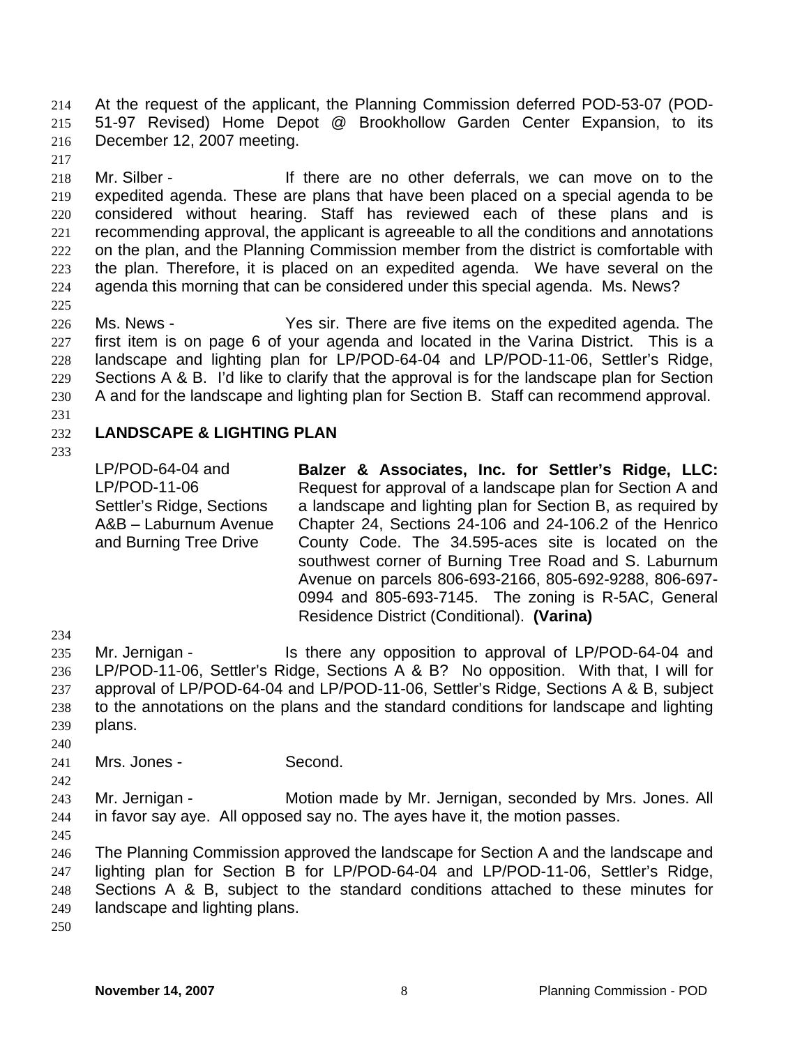At the request of the applicant, the Planning Commission deferred POD-53-07 (POD-51-97 Revised) Home Depot @ Brookhollow Garden Center Expansion, to its December 12, 2007 meeting.

Mr. Silber - If there are no other deferrals, we can move on to the expedited agenda. These are plans that have been placed on a special agenda to be considered without hearing. Staff has reviewed each of these plans and is recommending approval, the applicant is agreeable to all the conditions and annotations on the plan, and the Planning Commission member from the district is comfortable with the plan. Therefore, it is placed on an expedited agenda. We have several on the agenda this morning that can be considered under this special agenda. Ms. News?

Ms. News - Yes sir. There are five items on the expedited agenda. The first item is on page 6 of your agenda and located in the Varina District. This is a landscape and lighting plan for LP/POD-64-04 and LP/POD-11-06, Settler's Ridge, Sections A & B. I'd like to clarify that the approval is for the landscape plan for Section A and for the landscape and lighting plan for Section B. Staff can recommend approval.

## LANDSCAPE & LIGHTING PLAN

LP/POD-64-04 and LP/POD-11-06 Settler's Ridge, Sections A&B – Laburnum Avenue and Burning Tree Drive

**Balzer & Associates, Inc. for Settler's Ridge, LLC:** Request for approval of a landscape plan for Section A and a landscape and lighting plan for Section B, as required by Chapter 24, Sections 24-106 and 24-106.2 of the Henrico County Code. The 34.595-aces site is located on the southwest corner of Burning Tree Road and S. Laburnum Avenue on parcels 806-693-2166, 805-692-9288, 806-697-0994 and 805-693-7145. The zoning is R-5AC, General Residence District (Conditional). **(Varina)**

Mr. Jernigan - Is there any opposition to approval of LP/POD-64-04 and LP/POD-11-06, Settler's Ridge, Sections A & B? No opposition. With that, I will for approval of LP/POD-64-04 and LP/POD-11-06, Settler's Ridge, Sections A & B, subject to the annotations on the plans and the standard conditions for landscape and lighting plans.

Mrs. Jones - Second.

Mr. Jernigan - Motion made by Mr. Jernigan, seconded by Mrs. Jones. All in favor say aye. All opposed say no. The ayes have it, the motion passes.

The Planning Commission approved the landscape for Section A and the landscape and lighting plan for Section B for LP/POD-64-04 and LP/POD-11-06, Settler's Ridge, Sections A & B, subject to the standard conditions attached to these minutes for landscape and lighting plans.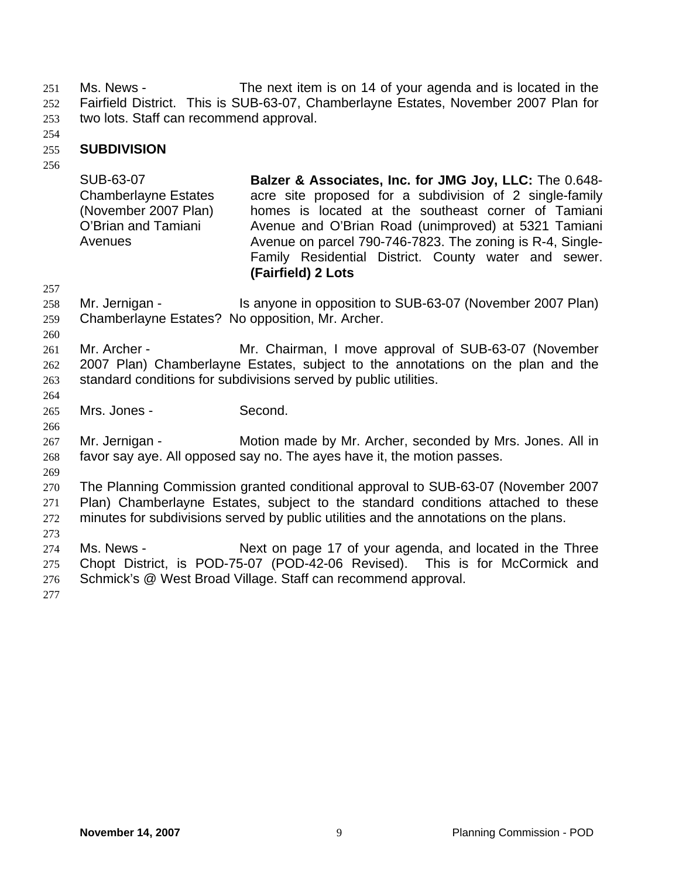Ms. News - The next item is on 14 of your agenda and is located in the Fairfield District. This is SUB-63-07, Chamberlayne Estates, November 2007 Plan for two lots. Staff can recommend approval.

## SUBDIVISION

| | |
|---|---|
| SUB-63-07 Chamberlayne Estates (November 2007 Plan) O'Brian and Tamiani Avenues | **Balzer & Associates, Inc. for JMG Joy, LLC:** The 0.648-acre site proposed for a subdivision of 2 single-family homes is located at the southeast corner of Tamiani Avenue and O'Brian Road (unimproved) at 5321 Tamiani Avenue on parcel 790-746-7823. The zoning is R-4, Single-Family Residential District. County water and sewer. **(Fairfield) 2 Lots** |

Mr. Jernigan - Is anyone in opposition to SUB-63-07 (November 2007 Plan) Chamberlayne Estates? No opposition, Mr. Archer.

Mr. Archer - Mr. Chairman, I move approval of SUB-63-07 (November 2007 Plan) Chamberlayne Estates, subject to the annotations on the plan and the standard conditions for subdivisions served by public utilities.

Mrs. Jones - Second.

Mr. Jernigan - Motion made by Mr. Archer, seconded by Mrs. Jones. All in favor say aye. All opposed say no. The ayes have it, the motion passes.

The Planning Commission granted conditional approval to SUB-63-07 (November 2007 Plan) Chamberlayne Estates, subject to the standard conditions attached to these minutes for subdivisions served by public utilities and the annotations on the plans.

Ms. News - Next on page 17 of your agenda, and located in the Three Chopt District, is POD-75-07 (POD-42-06 Revised). This is for McCormick and Schmick's @ West Broad Village. Staff can recommend approval.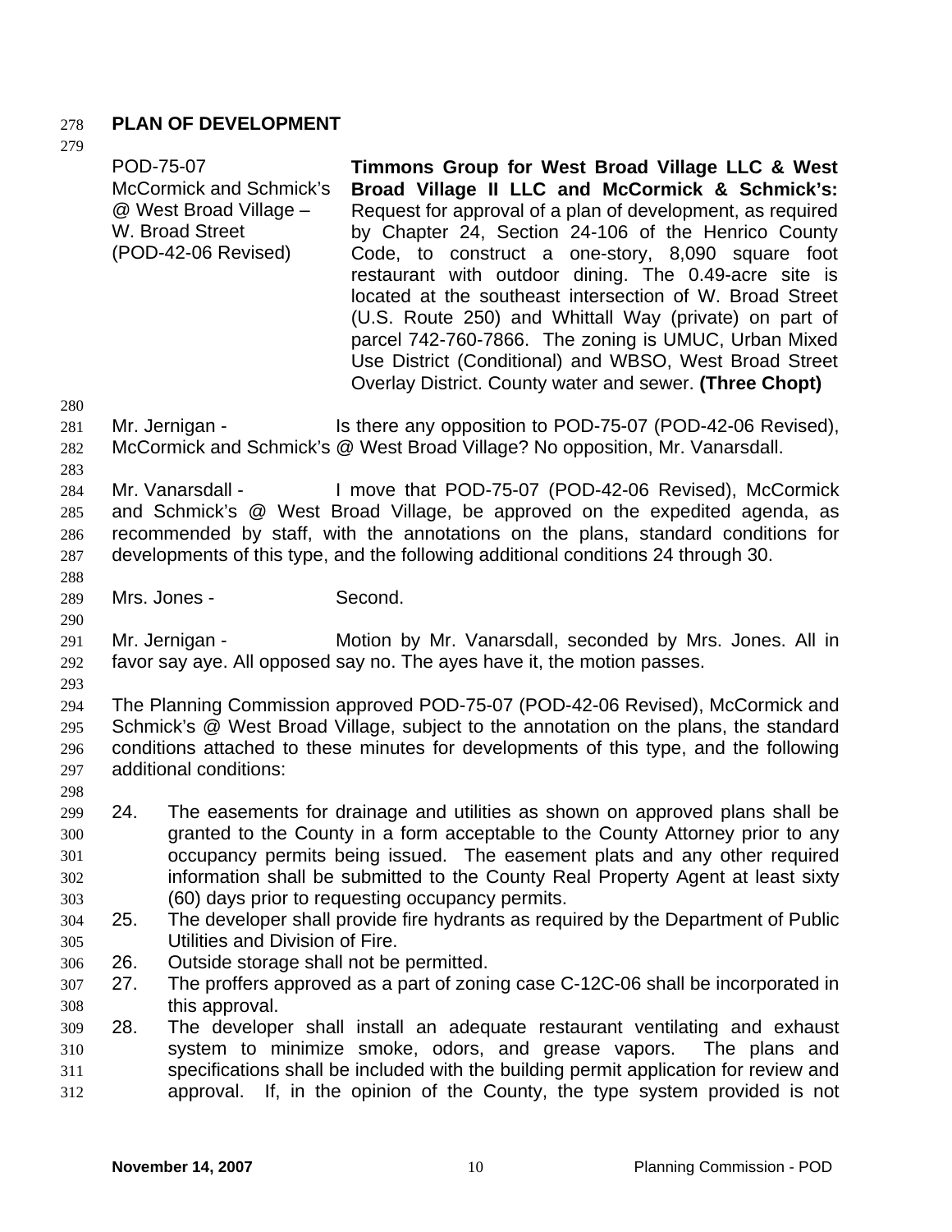## PLAN OF DEVELOPMENT

| | |
|---|---|
| POD-75-07<br>McCormick and Schmick's @ West Broad Village – W. Broad Street<br>(POD-42-06 Revised) | **Timmons Group for West Broad Village LLC & West Broad Village II LLC and McCormick & Schmick's:** Request for approval of a plan of development, as required by Chapter 24, Section 24-106 of the Henrico County Code, to construct a one-story, 8,090 square foot restaurant with outdoor dining. The 0.49-acre site is located at the southeast intersection of W. Broad Street (U.S. Route 250) and Whittall Way (private) on part of parcel 742-760-7866. The zoning is UMUC, Urban Mixed Use District (Conditional) and WBSO, West Broad Street Overlay District. County water and sewer. **(Three Chopt)** |

Mr. Jernigan - Is there any opposition to POD-75-07 (POD-42-06 Revised), McCormick and Schmick's @ West Broad Village? No opposition, Mr. Vanarsdall.

Mr. Vanarsdall - I move that POD-75-07 (POD-42-06 Revised), McCormick and Schmick's @ West Broad Village, be approved on the expedited agenda, as recommended by staff, with the annotations on the plans, standard conditions for developments of this type, and the following additional conditions 24 through 30.

Mrs. Jones - Second.

Mr. Jernigan - Motion by Mr. Vanarsdall, seconded by Mrs. Jones. All in favor say aye. All opposed say no. The ayes have it, the motion passes.

The Planning Commission approved POD-75-07 (POD-42-06 Revised), McCormick and Schmick's @ West Broad Village, subject to the annotation on the plans, the standard conditions attached to these minutes for developments of this type, and the following additional conditions:

24. The easements for drainage and utilities as shown on approved plans shall be granted to the County in a form acceptable to the County Attorney prior to any occupancy permits being issued. The easement plats and any other required information shall be submitted to the County Real Property Agent at least sixty (60) days prior to requesting occupancy permits.
25. The developer shall provide fire hydrants as required by the Department of Public Utilities and Division of Fire.
26. Outside storage shall not be permitted.
27. The proffers approved as a part of zoning case C-12C-06 shall be incorporated in this approval.
28. The developer shall install an adequate restaurant ventilating and exhaust system to minimize smoke, odors, and grease vapors. The plans and specifications shall be included with the building permit application for review and approval. If, in the opinion of the County, the type system provided is not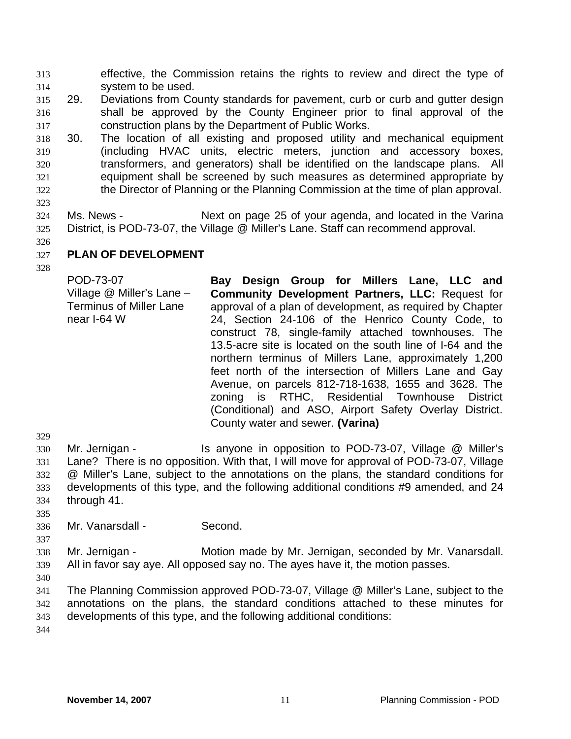effective, the Commission retains the rights to review and direct the type of system to be used.

29. Deviations from County standards for pavement, curb or curb and gutter design shall be approved by the County Engineer prior to final approval of the construction plans by the Department of Public Works.

30. The location of all existing and proposed utility and mechanical equipment (including HVAC units, electric meters, junction and accessory boxes, transformers, and generators) shall be identified on the landscape plans. All equipment shall be screened by such measures as determined appropriate by the Director of Planning or the Planning Commission at the time of plan approval.

Ms. News - Next on page 25 of your agenda, and located in the Varina District, is POD-73-07, the Village @ Miller's Lane. Staff can recommend approval.

**PLAN OF DEVELOPMENT**

POD-73-07
Village @ Miller's Lane – Terminus of Miller Lane near I-64 W

**Bay Design Group for Millers Lane, LLC and Community Development Partners, LLC:** Request for approval of a plan of development, as required by Chapter 24, Section 24-106 of the Henrico County Code, to construct 78, single-family attached townhouses. The 13.5-acre site is located on the south line of I-64 and the northern terminus of Millers Lane, approximately 1,200 feet north of the intersection of Millers Lane and Gay Avenue, on parcels 812-718-1638, 1655 and 3628. The zoning is RTHC, Residential Townhouse District (Conditional) and ASO, Airport Safety Overlay District. County water and sewer. **(Varina)**

Mr. Jernigan - Is anyone in opposition to POD-73-07, Village @ Miller's Lane? There is no opposition. With that, I will move for approval of POD-73-07, Village @ Miller's Lane, subject to the annotations on the plans, the standard conditions for developments of this type, and the following additional conditions #9 amended, and 24 through 41.

Mr. Vanarsdall - Second.

Mr. Jernigan - Motion made by Mr. Jernigan, seconded by Mr. Vanarsdall. All in favor say aye. All opposed say no. The ayes have it, the motion passes.

The Planning Commission approved POD-73-07, Village @ Miller's Lane, subject to the annotations on the plans, the standard conditions attached to these minutes for developments of this type, and the following additional conditions: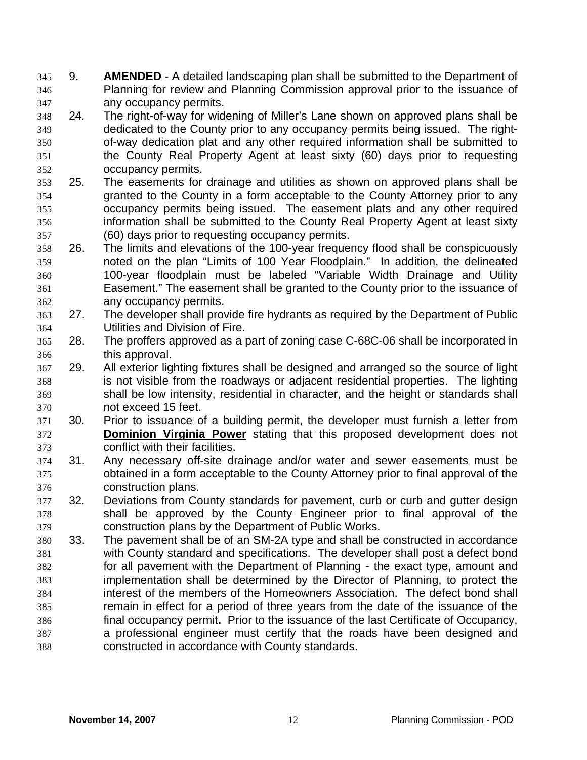9. **AMENDED** - A detailed landscaping plan shall be submitted to the Department of Planning for review and Planning Commission approval prior to the issuance of any occupancy permits.
24. The right-of-way for widening of Miller's Lane shown on approved plans shall be dedicated to the County prior to any occupancy permits being issued. The right-of-way dedication plat and any other required information shall be submitted to the County Real Property Agent at least sixty (60) days prior to requesting occupancy permits.
25. The easements for drainage and utilities as shown on approved plans shall be granted to the County in a form acceptable to the County Attorney prior to any occupancy permits being issued. The easement plats and any other required information shall be submitted to the County Real Property Agent at least sixty (60) days prior to requesting occupancy permits.
26. The limits and elevations of the 100-year frequency flood shall be conspicuously noted on the plan "Limits of 100 Year Floodplain." In addition, the delineated 100-year floodplain must be labeled "Variable Width Drainage and Utility Easement." The easement shall be granted to the County prior to the issuance of any occupancy permits.
27. The developer shall provide fire hydrants as required by the Department of Public Utilities and Division of Fire.
28. The proffers approved as a part of zoning case C-68C-06 shall be incorporated in this approval.
29. All exterior lighting fixtures shall be designed and arranged so the source of light is not visible from the roadways or adjacent residential properties. The lighting shall be low intensity, residential in character, and the height or standards shall not exceed 15 feet.
30. Prior to issuance of a building permit, the developer must furnish a letter from **Dominion Virginia Power** stating that this proposed development does not conflict with their facilities.
31. Any necessary off-site drainage and/or water and sewer easements must be obtained in a form acceptable to the County Attorney prior to final approval of the construction plans.
32. Deviations from County standards for pavement, curb or curb and gutter design shall be approved by the County Engineer prior to final approval of the construction plans by the Department of Public Works.
33. The pavement shall be of an SM-2A type and shall be constructed in accordance with County standard and specifications. The developer shall post a defect bond for all pavement with the Department of Planning - the exact type, amount and implementation shall be determined by the Director of Planning, to protect the interest of the members of the Homeowners Association. The defect bond shall remain in effect for a period of three years from the date of the issuance of the final occupancy permit**.** Prior to the issuance of the last Certificate of Occupancy, a professional engineer must certify that the roads have been designed and constructed in accordance with County standards.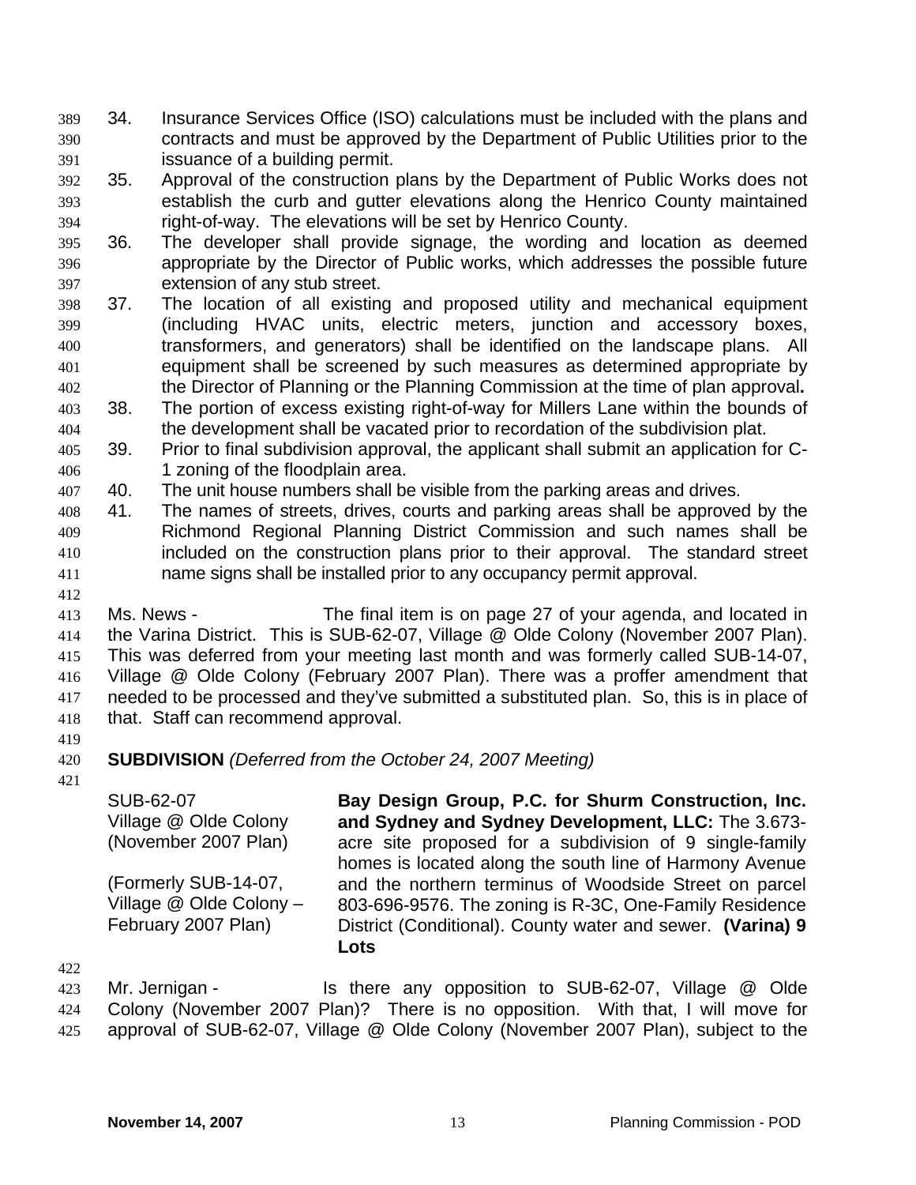34. Insurance Services Office (ISO) calculations must be included with the plans and contracts and must be approved by the Department of Public Utilities prior to the issuance of a building permit.
35. Approval of the construction plans by the Department of Public Works does not establish the curb and gutter elevations along the Henrico County maintained right-of-way. The elevations will be set by Henrico County.
36. The developer shall provide signage, the wording and location as deemed appropriate by the Director of Public works, which addresses the possible future extension of any stub street.
37. The location of all existing and proposed utility and mechanical equipment (including HVAC units, electric meters, junction and accessory boxes, transformers, and generators) shall be identified on the landscape plans. All equipment shall be screened by such measures as determined appropriate by the Director of Planning or the Planning Commission at the time of plan approval**.**
38. The portion of excess existing right-of-way for Millers Lane within the bounds of the development shall be vacated prior to recordation of the subdivision plat.
39. Prior to final subdivision approval, the applicant shall submit an application for C-1 zoning of the floodplain area.
40. The unit house numbers shall be visible from the parking areas and drives.
41. The names of streets, drives, courts and parking areas shall be approved by the Richmond Regional Planning District Commission and such names shall be included on the construction plans prior to their approval. The standard street name signs shall be installed prior to any occupancy permit approval.

Ms. News - The final item is on page 27 of your agenda, and located in the Varina District. This is SUB-62-07, Village @ Olde Colony (November 2007 Plan). This was deferred from your meeting last month and was formerly called SUB-14-07, Village @ Olde Colony (February 2007 Plan). There was a proffer amendment that needed to be processed and they've submitted a substituted plan. So, this is in place of that. Staff can recommend approval.

**SUBDIVISION** *(Deferred from the October 24, 2007 Meeting)*

SUB-62-07
Village @ Olde Colony
(November 2007 Plan)

(Formerly SUB-14-07,
Village @ Olde Colony –
February 2007 Plan)

**Bay Design Group, P.C. for Shurm Construction, Inc. and Sydney and Sydney Development, LLC:** The 3.673-acre site proposed for a subdivision of 9 single-family homes is located along the south line of Harmony Avenue and the northern terminus of Woodside Street on parcel 803-696-9576. The zoning is R-3C, One-Family Residence District (Conditional). County water and sewer. **(Varina) 9 Lots**

Mr. Jernigan - Is there any opposition to SUB-62-07, Village @ Olde Colony (November 2007 Plan)? There is no opposition. With that, I will move for approval of SUB-62-07, Village @ Olde Colony (November 2007 Plan), subject to the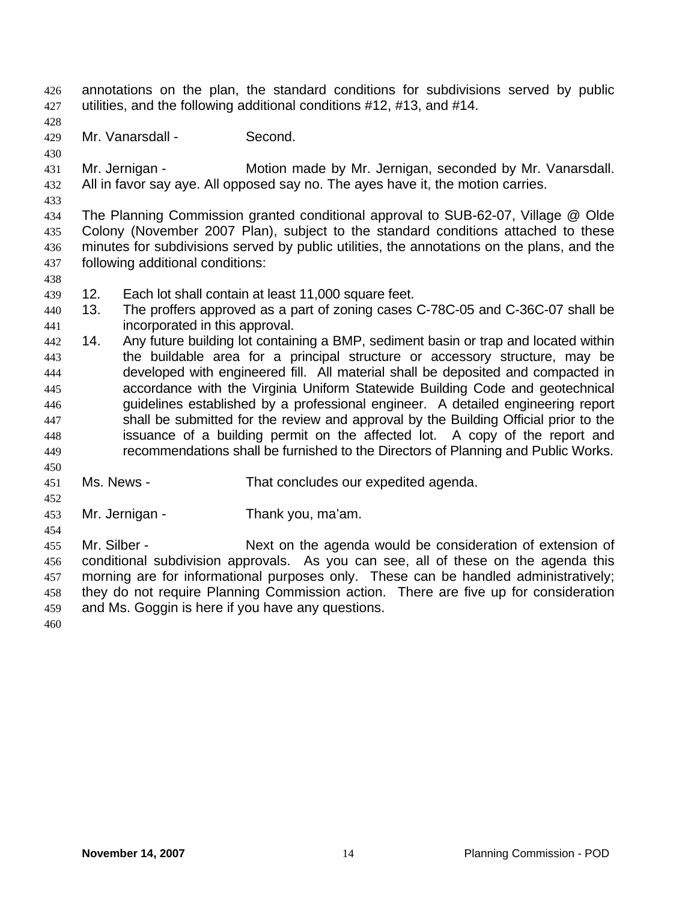annotations on the plan, the standard conditions for subdivisions served by public utilities, and the following additional conditions #12, #13, and #14.

Mr. Vanarsdall - Second.

Mr. Jernigan - Motion made by Mr. Jernigan, seconded by Mr. Vanarsdall. All in favor say aye. All opposed say no. The ayes have it, the motion carries.

The Planning Commission granted conditional approval to SUB-62-07, Village @ Olde Colony (November 2007 Plan), subject to the standard conditions attached to these minutes for subdivisions served by public utilities, the annotations on the plans, and the following additional conditions:

12. Each lot shall contain at least 11,000 square feet.
13. The proffers approved as a part of zoning cases C-78C-05 and C-36C-07 shall be incorporated in this approval.
14. Any future building lot containing a BMP, sediment basin or trap and located within the buildable area for a principal structure or accessory structure, may be developed with engineered fill. All material shall be deposited and compacted in accordance with the Virginia Uniform Statewide Building Code and geotechnical guidelines established by a professional engineer. A detailed engineering report shall be submitted for the review and approval by the Building Official prior to the issuance of a building permit on the affected lot. A copy of the report and recommendations shall be furnished to the Directors of Planning and Public Works.

Ms. News - That concludes our expedited agenda.

Mr. Jernigan - Thank you, ma'am.

Mr. Silber - Next on the agenda would be consideration of extension of conditional subdivision approvals. As you can see, all of these on the agenda this morning are for informational purposes only. These can be handled administratively; they do not require Planning Commission action. There are five up for consideration and Ms. Goggin is here if you have any questions.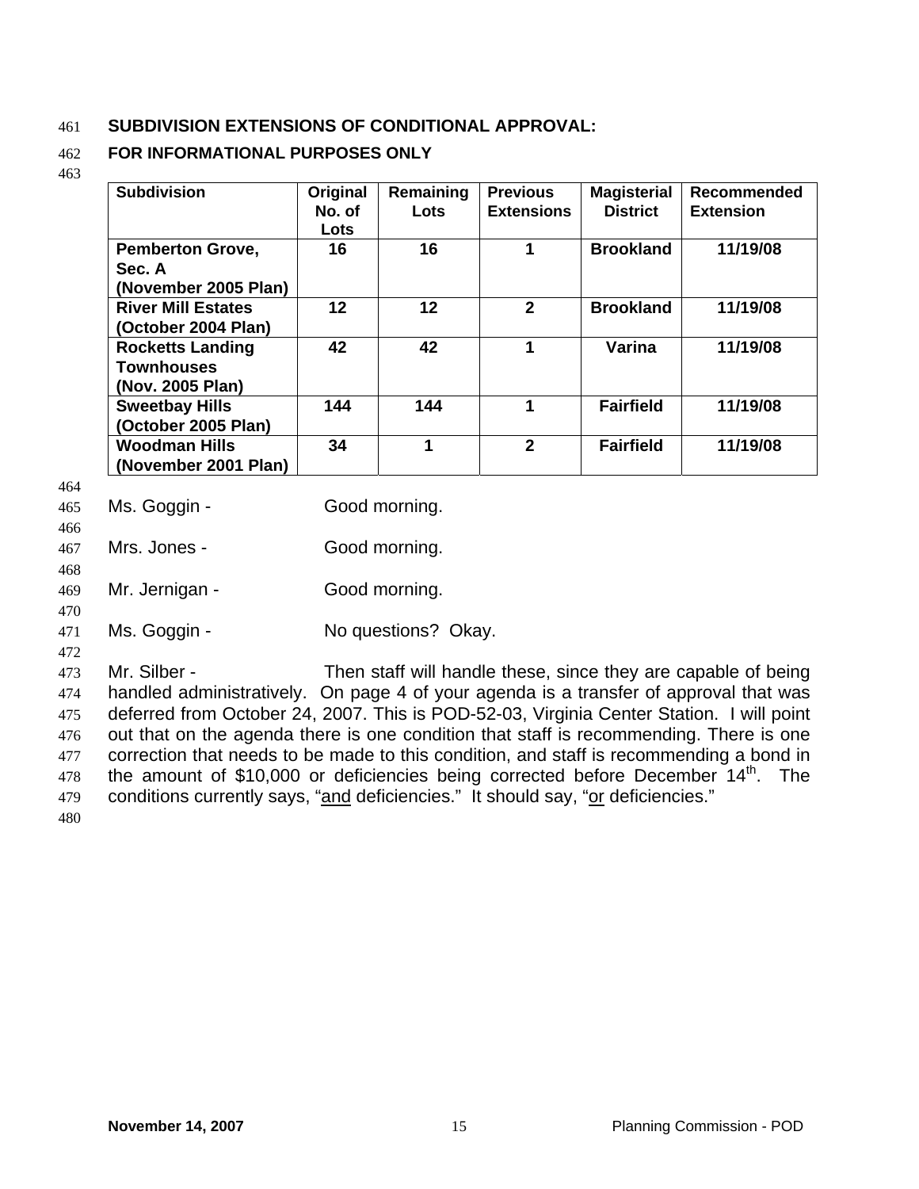## SUBDIVISION EXTENSIONS OF CONDITIONAL APPROVAL:

### FOR INFORMATIONAL PURPOSES ONLY

| Subdivision | Original No. of Lots | Remaining Lots | Previous Extensions | Magisterial District | Recommended Extension |
|---|---|---|---|---|---|
| **Pemberton Grove, Sec. A (November 2005 Plan)** | **16** | **16** | **1** | **Brookland** | **11/19/08** |
| **River Mill Estates (October 2004 Plan)** | **12** | **12** | **2** | **Brookland** | **11/19/08** |
| **Rocketts Landing Townhouses (Nov. 2005 Plan)** | **42** | **42** | **1** | **Varina** | **11/19/08** |
| **Sweetbay Hills (October 2005 Plan)** | **144** | **144** | **1** | **Fairfield** | **11/19/08** |
| **Woodman Hills (November 2001 Plan)** | **34** | **1** | **2** | **Fairfield** | **11/19/08** |

Ms. Goggin - Good morning.

Mrs. Jones - Good morning.

Mr. Jernigan - Good morning.

Ms. Goggin - No questions? Okay.

Mr. Silber - Then staff will handle these, since they are capable of being handled administratively. On page 4 of your agenda is a transfer of approval that was deferred from October 24, 2007. This is POD-52-03, Virginia Center Station. I will point out that on the agenda there is one condition that staff is recommending. There is one correction that needs to be made to this condition, and staff is recommending a bond in the amount of $10,000 or deficiencies being corrected before December 14th. The conditions currently says, "and deficiencies." It should say, "or deficiencies."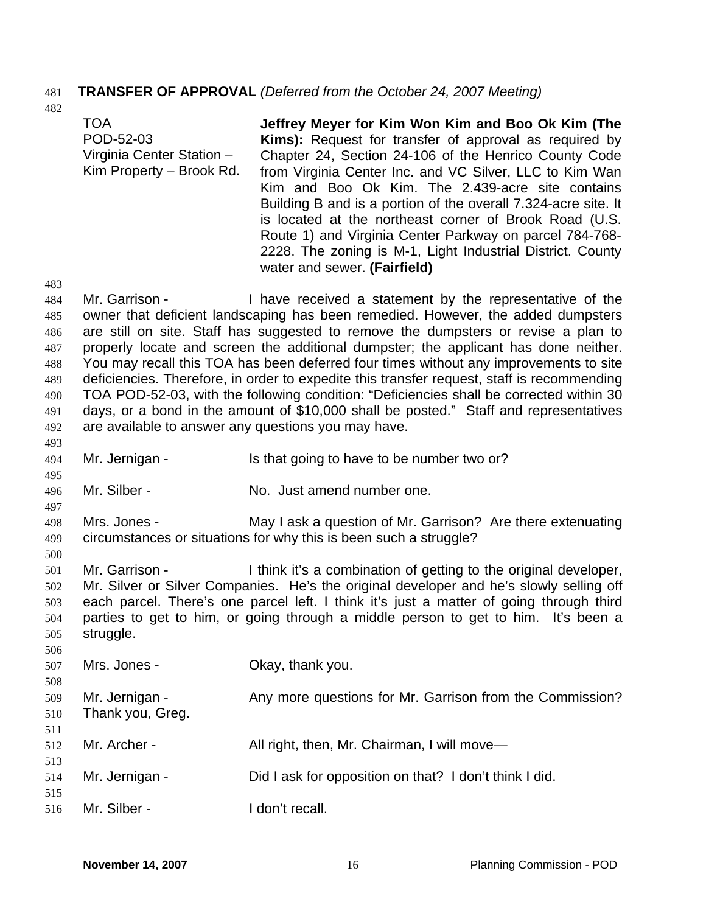**TRANSFER OF APPROVAL** *(Deferred from the October 24, 2007 Meeting)*

| | |
|---|---|
| TOA<br>POD-52-03<br>Virginia Center Station – Kim Property – Brook Rd. | **Jeffrey Meyer for Kim Won Kim and Boo Ok Kim (The Kims):** Request for transfer of approval as required by Chapter 24, Section 24-106 of the Henrico County Code from Virginia Center Inc. and VC Silver, LLC to Kim Wan Kim and Boo Ok Kim. The 2.439-acre site contains Building B and is a portion of the overall 7.324-acre site. It is located at the northeast corner of Brook Road (U.S. Route 1) and Virginia Center Parkway on parcel 784-768-2228. The zoning is M-1, Light Industrial District. County water and sewer. **(Fairfield)** |

Mr. Garrison - I have received a statement by the representative of the owner that deficient landscaping has been remedied. However, the added dumpsters are still on site. Staff has suggested to remove the dumpsters or revise a plan to properly locate and screen the additional dumpster; the applicant has done neither. You may recall this TOA has been deferred four times without any improvements to site deficiencies. Therefore, in order to expedite this transfer request, staff is recommending TOA POD-52-03, with the following condition: "Deficiencies shall be corrected within 30 days, or a bond in the amount of $10,000 shall be posted." Staff and representatives are available to answer any questions you may have.

Mr. Jernigan - Is that going to have to be number two or?

Mr. Silber - No. Just amend number one.

Mrs. Jones - May I ask a question of Mr. Garrison? Are there extenuating circumstances or situations for why this is been such a struggle?

Mr. Garrison - I think it's a combination of getting to the original developer, Mr. Silver or Silver Companies. He's the original developer and he's slowly selling off each parcel. There's one parcel left. I think it's just a matter of going through third parties to get to him, or going through a middle person to get to him. It's been a struggle.

Mrs. Jones - Okay, thank you.

Mr. Jernigan - Any more questions for Mr. Garrison from the Commission? Thank you, Greg.

Mr. Archer - All right, then, Mr. Chairman, I will move—

Mr. Jernigan - Did I ask for opposition on that? I don't think I did.

Mr. Silber - I don't recall.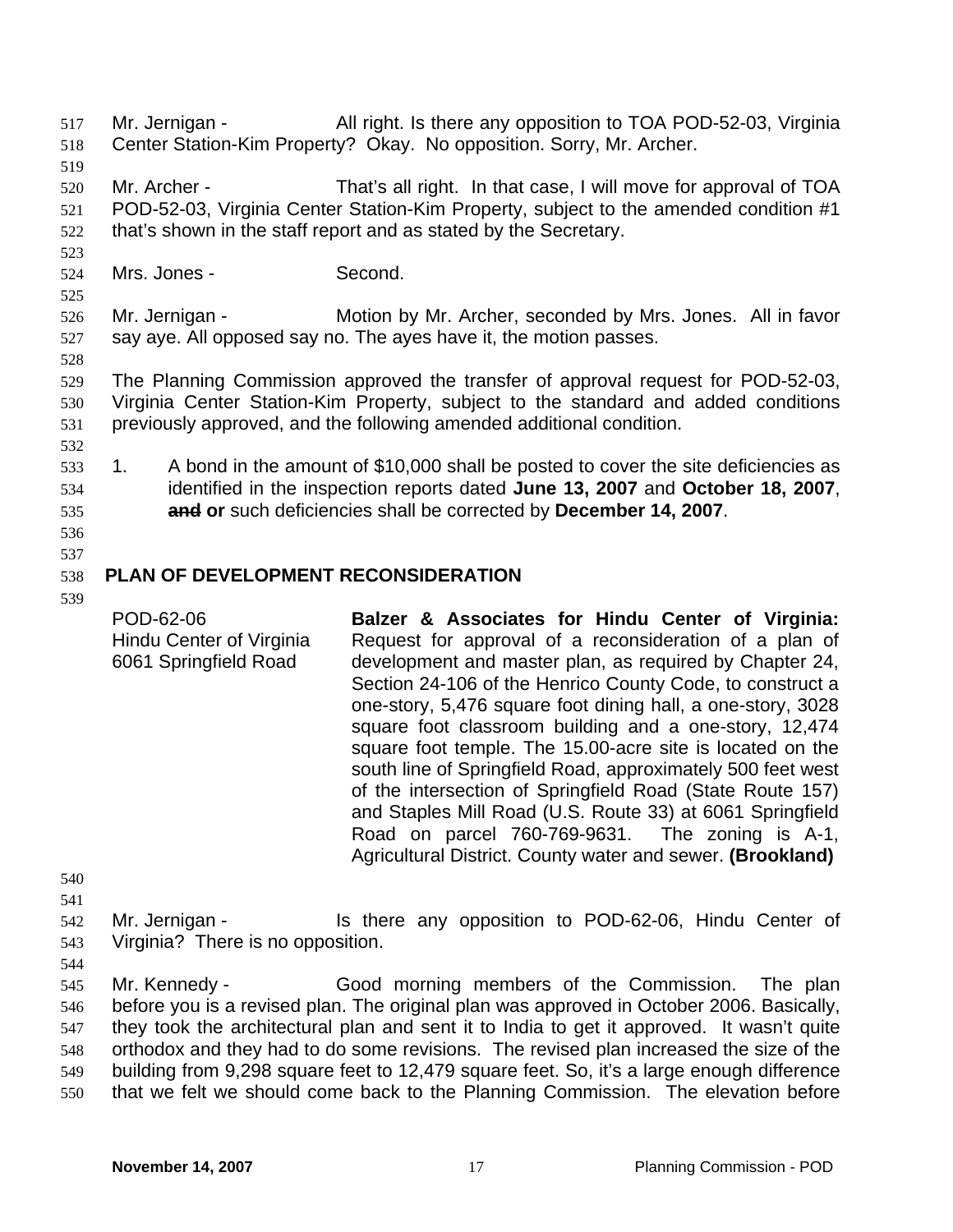Mr. Jernigan - All right. Is there any opposition to TOA POD-52-03, Virginia Center Station-Kim Property? Okay. No opposition. Sorry, Mr. Archer.

Mr. Archer - That's all right. In that case, I will move for approval of TOA POD-52-03, Virginia Center Station-Kim Property, subject to the amended condition #1 that's shown in the staff report and as stated by the Secretary.

Mrs. Jones - Second.

Mr. Jernigan - Motion by Mr. Archer, seconded by Mrs. Jones. All in favor say aye. All opposed say no. The ayes have it, the motion passes.

The Planning Commission approved the transfer of approval request for POD-52-03, Virginia Center Station-Kim Property, subject to the standard and added conditions previously approved, and the following amended additional condition.

1. A bond in the amount of $10,000 shall be posted to cover the site deficiencies as identified in the inspection reports dated **June 13, 2007** and **October 18, 2007**, ~~**and**~~ **or** such deficiencies shall be corrected by **December 14, 2007**.

## PLAN OF DEVELOPMENT RECONSIDERATION

POD-62-06
Hindu Center of Virginia
6061 Springfield Road

**Balzer & Associates for Hindu Center of Virginia:** Request for approval of a reconsideration of a plan of development and master plan, as required by Chapter 24, Section 24-106 of the Henrico County Code, to construct a one-story, 5,476 square foot dining hall, a one-story, 3028 square foot classroom building and a one-story, 12,474 square foot temple. The 15.00-acre site is located on the south line of Springfield Road, approximately 500 feet west of the intersection of Springfield Road (State Route 157) and Staples Mill Road (U.S. Route 33) at 6061 Springfield Road on parcel 760-769-9631. The zoning is A-1, Agricultural District. County water and sewer. **(Brookland)**

Mr. Jernigan - Is there any opposition to POD-62-06, Hindu Center of Virginia? There is no opposition.

Mr. Kennedy - Good morning members of the Commission. The plan before you is a revised plan. The original plan was approved in October 2006. Basically, they took the architectural plan and sent it to India to get it approved. It wasn't quite orthodox and they had to do some revisions. The revised plan increased the size of the building from 9,298 square feet to 12,479 square feet. So, it's a large enough difference that we felt we should come back to the Planning Commission. The elevation before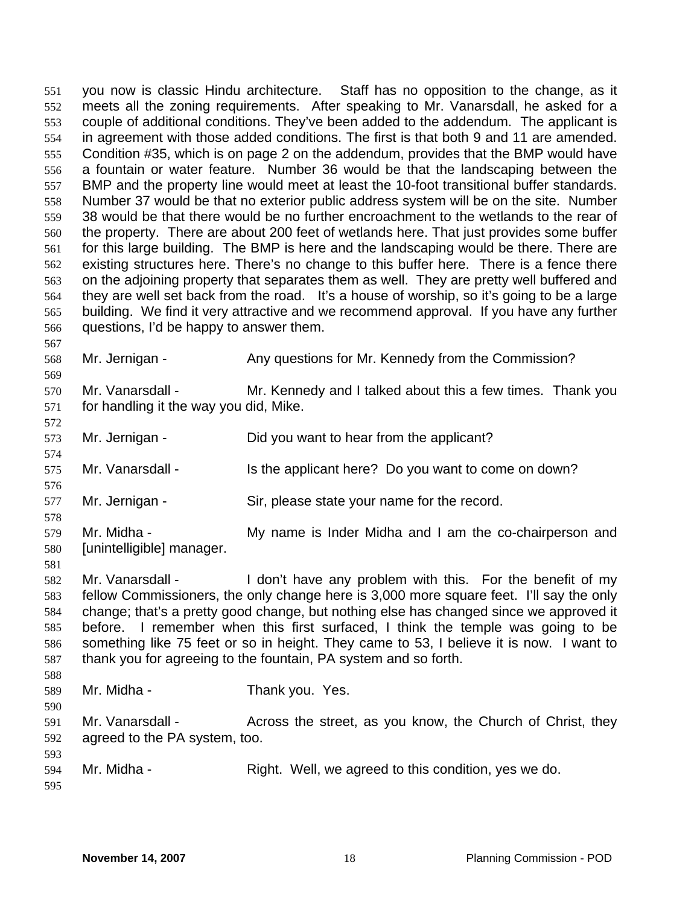you now is classic Hindu architecture. Staff has no opposition to the change, as it meets all the zoning requirements. After speaking to Mr. Vanarsdall, he asked for a couple of additional conditions. They've been added to the addendum. The applicant is in agreement with those added conditions. The first is that both 9 and 11 are amended. Condition #35, which is on page 2 on the addendum, provides that the BMP would have a fountain or water feature. Number 36 would be that the landscaping between the BMP and the property line would meet at least the 10-foot transitional buffer standards. Number 37 would be that no exterior public address system will be on the site. Number 38 would be that there would be no further encroachment to the wetlands to the rear of the property. There are about 200 feet of wetlands here. That just provides some buffer for this large building. The BMP is here and the landscaping would be there. There are existing structures here. There's no change to this buffer here. There is a fence there on the adjoining property that separates them as well. They are pretty well buffered and they are well set back from the road. It's a house of worship, so it's going to be a large building. We find it very attractive and we recommend approval. If you have any further questions, I'd be happy to answer them.

Mr. Jernigan - Any questions for Mr. Kennedy from the Commission?

Mr. Vanarsdall - Mr. Kennedy and I talked about this a few times. Thank you for handling it the way you did, Mike.

Mr. Jernigan - Did you want to hear from the applicant?

Mr. Vanarsdall - Is the applicant here? Do you want to come on down?

Mr. Jernigan - Sir, please state your name for the record.

Mr. Midha - My name is Inder Midha and I am the co-chairperson and [unintelligible] manager.

Mr. Vanarsdall - I don't have any problem with this. For the benefit of my fellow Commissioners, the only change here is 3,000 more square feet. I'll say the only change; that's a pretty good change, but nothing else has changed since we approved it before. I remember when this first surfaced, I think the temple was going to be something like 75 feet or so in height. They came to 53, I believe it is now. I want to thank you for agreeing to the fountain, PA system and so forth.

Mr. Midha - Thank you. Yes.

Mr. Vanarsdall - Across the street, as you know, the Church of Christ, they agreed to the PA system, too.

Mr. Midha - Right. Well, we agreed to this condition, yes we do.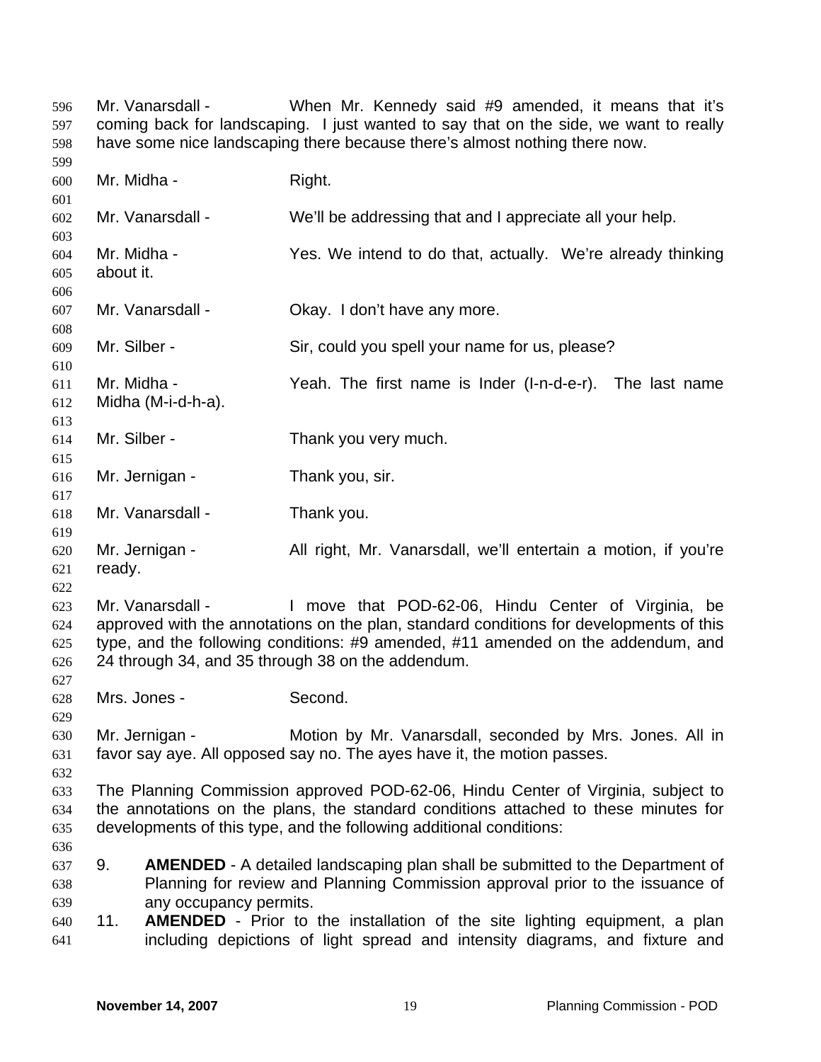Mr. Vanarsdall - When Mr. Kennedy said #9 amended, it means that it's coming back for landscaping. I just wanted to say that on the side, we want to really have some nice landscaping there because there's almost nothing there now.

Mr. Midha - Right.

Mr. Vanarsdall - We'll be addressing that and I appreciate all your help.

Mr. Midha - Yes. We intend to do that, actually. We're already thinking about it.

Mr. Vanarsdall - Okay. I don't have any more.

Mr. Silber - Sir, could you spell your name for us, please?

Mr. Midha - Yeah. The first name is Inder (I-n-d-e-r). The last name Midha (M-i-d-h-a).

Mr. Silber - Thank you very much.

Mr. Jernigan - Thank you, sir.

Mr. Vanarsdall - Thank you.

Mr. Jernigan - All right, Mr. Vanarsdall, we'll entertain a motion, if you're ready.

Mr. Vanarsdall - I move that POD-62-06, Hindu Center of Virginia, be approved with the annotations on the plan, standard conditions for developments of this type, and the following conditions: #9 amended, #11 amended on the addendum, and 24 through 34, and 35 through 38 on the addendum.

Mrs. Jones - Second.

Mr. Jernigan - Motion by Mr. Vanarsdall, seconded by Mrs. Jones. All in favor say aye. All opposed say no. The ayes have it, the motion passes.

The Planning Commission approved POD-62-06, Hindu Center of Virginia, subject to the annotations on the plans, the standard conditions attached to these minutes for developments of this type, and the following additional conditions:

9. **AMENDED** - A detailed landscaping plan shall be submitted to the Department of Planning for review and Planning Commission approval prior to the issuance of any occupancy permits.
11. **AMENDED** - Prior to the installation of the site lighting equipment, a plan including depictions of light spread and intensity diagrams, and fixture and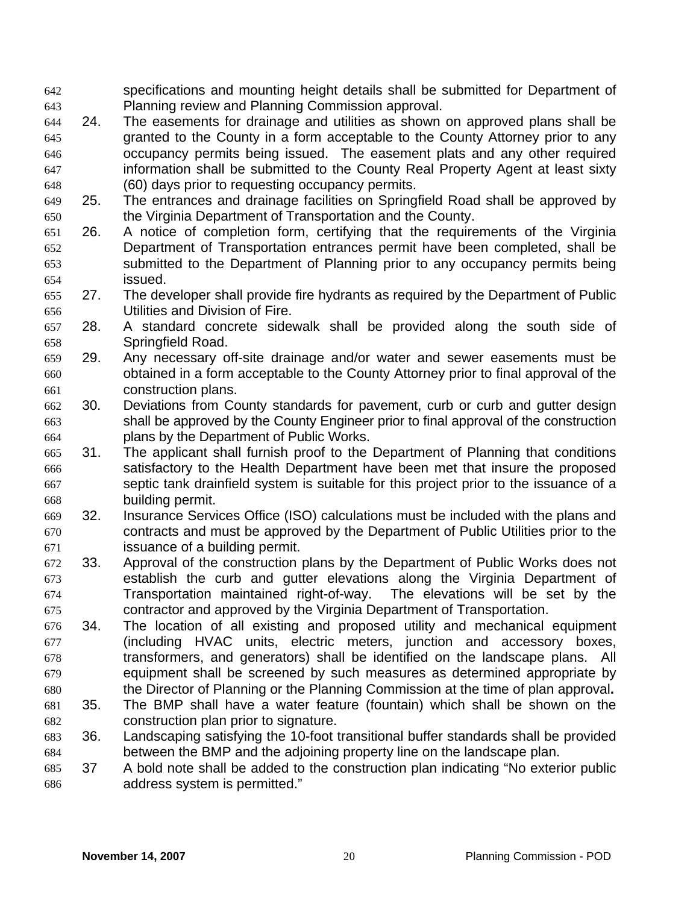specifications and mounting height details shall be submitted for Department of Planning review and Planning Commission approval.

24. The easements for drainage and utilities as shown on approved plans shall be granted to the County in a form acceptable to the County Attorney prior to any occupancy permits being issued. The easement plats and any other required information shall be submitted to the County Real Property Agent at least sixty (60) days prior to requesting occupancy permits.
25. The entrances and drainage facilities on Springfield Road shall be approved by the Virginia Department of Transportation and the County.
26. A notice of completion form, certifying that the requirements of the Virginia Department of Transportation entrances permit have been completed, shall be submitted to the Department of Planning prior to any occupancy permits being issued.
27. The developer shall provide fire hydrants as required by the Department of Public Utilities and Division of Fire.
28. A standard concrete sidewalk shall be provided along the south side of Springfield Road.
29. Any necessary off-site drainage and/or water and sewer easements must be obtained in a form acceptable to the County Attorney prior to final approval of the construction plans.
30. Deviations from County standards for pavement, curb or curb and gutter design shall be approved by the County Engineer prior to final approval of the construction plans by the Department of Public Works.
31. The applicant shall furnish proof to the Department of Planning that conditions satisfactory to the Health Department have been met that insure the proposed septic tank drainfield system is suitable for this project prior to the issuance of a building permit.
32. Insurance Services Office (ISO) calculations must be included with the plans and contracts and must be approved by the Department of Public Utilities prior to the issuance of a building permit.
33. Approval of the construction plans by the Department of Public Works does not establish the curb and gutter elevations along the Virginia Department of Transportation maintained right-of-way. The elevations will be set by the contractor and approved by the Virginia Department of Transportation.
34. The location of all existing and proposed utility and mechanical equipment (including HVAC units, electric meters, junction and accessory boxes, transformers, and generators) shall be identified on the landscape plans. All equipment shall be screened by such measures as determined appropriate by the Director of Planning or the Planning Commission at the time of plan approval**.**
35. The BMP shall have a water feature (fountain) which shall be shown on the construction plan prior to signature.
36. Landscaping satisfying the 10-foot transitional buffer standards shall be provided between the BMP and the adjoining property line on the landscape plan.
37 A bold note shall be added to the construction plan indicating "No exterior public address system is permitted."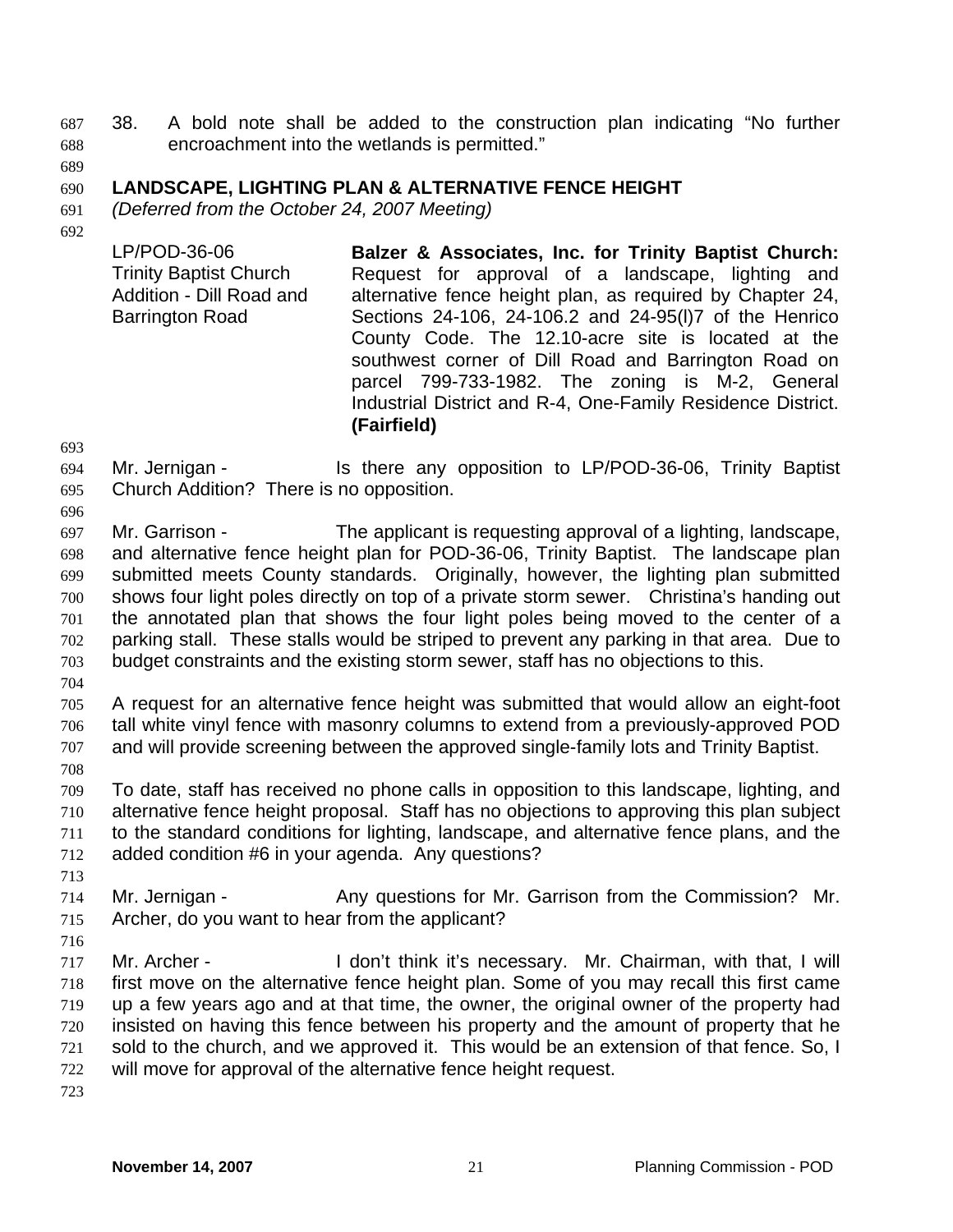38. A bold note shall be added to the construction plan indicating "No further encroachment into the wetlands is permitted."

## LANDSCAPE, LIGHTING PLAN & ALTERNATIVE FENCE HEIGHT

*(Deferred from the October 24, 2007 Meeting)*

| | |
|---|---|
| LP/POD-36-06<br>Trinity Baptist Church Addition - Dill Road and Barrington Road | **Balzer & Associates, Inc. for Trinity Baptist Church:** Request for approval of a landscape, lighting and alternative fence height plan, as required by Chapter 24, Sections 24-106, 24-106.2 and 24-95(l)7 of the Henrico County Code. The 12.10-acre site is located at the southwest corner of Dill Road and Barrington Road on parcel 799-733-1982. The zoning is M-2, General Industrial District and R-4, One-Family Residence District. **(Fairfield)** |

Mr. Jernigan - Is there any opposition to LP/POD-36-06, Trinity Baptist Church Addition? There is no opposition.

Mr. Garrison - The applicant is requesting approval of a lighting, landscape, and alternative fence height plan for POD-36-06, Trinity Baptist. The landscape plan submitted meets County standards. Originally, however, the lighting plan submitted shows four light poles directly on top of a private storm sewer. Christina's handing out the annotated plan that shows the four light poles being moved to the center of a parking stall. These stalls would be striped to prevent any parking in that area. Due to budget constraints and the existing storm sewer, staff has no objections to this.

A request for an alternative fence height was submitted that would allow an eight-foot tall white vinyl fence with masonry columns to extend from a previously-approved POD and will provide screening between the approved single-family lots and Trinity Baptist.

To date, staff has received no phone calls in opposition to this landscape, lighting, and alternative fence height proposal. Staff has no objections to approving this plan subject to the standard conditions for lighting, landscape, and alternative fence plans, and the added condition #6 in your agenda. Any questions?

Mr. Jernigan - Any questions for Mr. Garrison from the Commission? Mr. Archer, do you want to hear from the applicant?

Mr. Archer - I don't think it's necessary. Mr. Chairman, with that, I will first move on the alternative fence height plan. Some of you may recall this first came up a few years ago and at that time, the owner, the original owner of the property had insisted on having this fence between his property and the amount of property that he sold to the church, and we approved it. This would be an extension of that fence. So, I will move for approval of the alternative fence height request.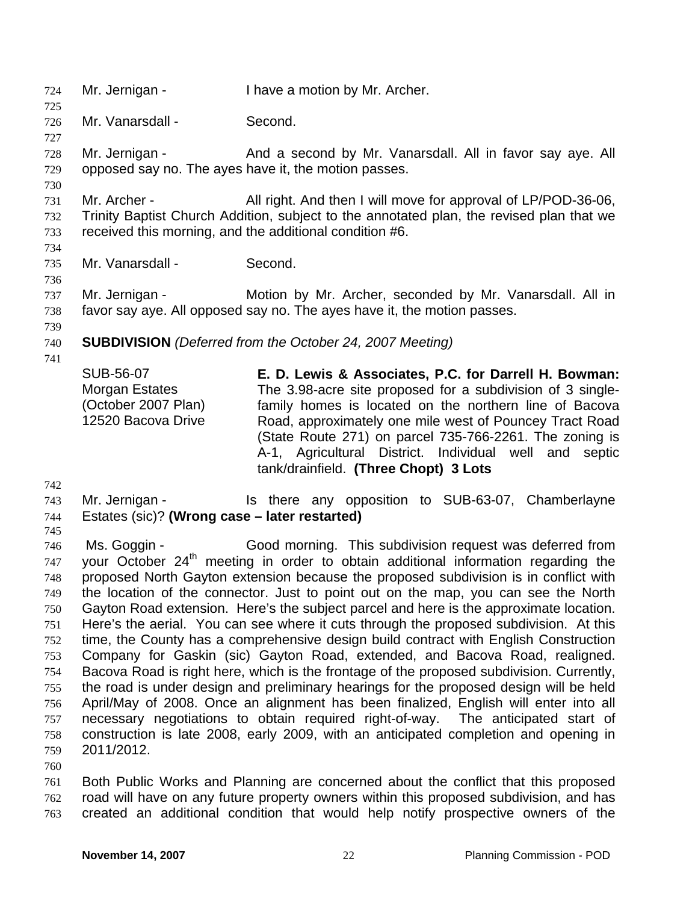Mr. Jernigan - I have a motion by Mr. Archer.

Mr. Vanarsdall - Second.

Mr. Jernigan - And a second by Mr. Vanarsdall. All in favor say aye. All opposed say no. The ayes have it, the motion passes.

Mr. Archer - All right. And then I will move for approval of LP/POD-36-06, Trinity Baptist Church Addition, subject to the annotated plan, the revised plan that we received this morning, and the additional condition #6.

Mr. Vanarsdall - Second.

Mr. Jernigan - Motion by Mr. Archer, seconded by Mr. Vanarsdall. All in favor say aye. All opposed say no. The ayes have it, the motion passes.

**SUBDIVISION** *(Deferred from the October 24, 2007 Meeting)*

| | |
|---|---|
| SUB-56-07<br>Morgan Estates<br>(October 2007 Plan)<br>12520 Bacova Drive | **E. D. Lewis & Associates, P.C. for Darrell H. Bowman:** The 3.98-acre site proposed for a subdivision of 3 single-family homes is located on the northern line of Bacova Road, approximately one mile west of Pouncey Tract Road (State Route 271) on parcel 735-766-2261. The zoning is A-1, Agricultural District. Individual well and septic tank/drainfield. **(Three Chopt) 3 Lots** |

Mr. Jernigan - Is there any opposition to SUB-63-07, Chamberlayne Estates (sic)? **(Wrong case – later restarted)**

Ms. Goggin - Good morning. This subdivision request was deferred from your October 24th meeting in order to obtain additional information regarding the proposed North Gayton extension because the proposed subdivision is in conflict with the location of the connector. Just to point out on the map, you can see the North Gayton Road extension. Here's the subject parcel and here is the approximate location. Here's the aerial. You can see where it cuts through the proposed subdivision. At this time, the County has a comprehensive design build contract with English Construction Company for Gaskin (sic) Gayton Road, extended, and Bacova Road, realigned. Bacova Road is right here, which is the frontage of the proposed subdivision. Currently, the road is under design and preliminary hearings for the proposed design will be held April/May of 2008. Once an alignment has been finalized, English will enter into all necessary negotiations to obtain required right-of-way. The anticipated start of construction is late 2008, early 2009, with an anticipated completion and opening in 2011/2012.

Both Public Works and Planning are concerned about the conflict that this proposed road will have on any future property owners within this proposed subdivision, and has created an additional condition that would help notify prospective owners of the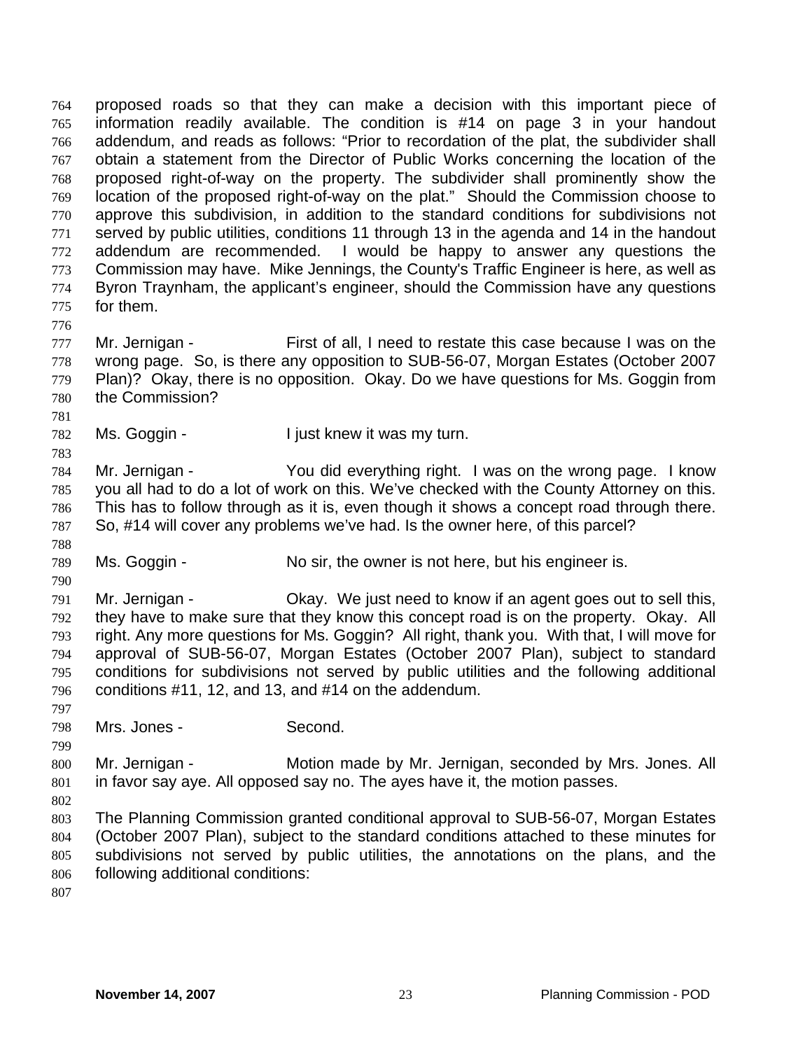proposed roads so that they can make a decision with this important piece of information readily available. The condition is #14 on page 3 in your handout addendum, and reads as follows: "Prior to recordation of the plat, the subdivider shall obtain a statement from the Director of Public Works concerning the location of the proposed right-of-way on the property. The subdivider shall prominently show the location of the proposed right-of-way on the plat." Should the Commission choose to approve this subdivision, in addition to the standard conditions for subdivisions not served by public utilities, conditions 11 through 13 in the agenda and 14 in the handout addendum are recommended. I would be happy to answer any questions the Commission may have. Mike Jennings, the County's Traffic Engineer is here, as well as Byron Traynham, the applicant's engineer, should the Commission have any questions for them.

Mr. Jernigan - First of all, I need to restate this case because I was on the wrong page. So, is there any opposition to SUB-56-07, Morgan Estates (October 2007 Plan)? Okay, there is no opposition. Okay. Do we have questions for Ms. Goggin from the Commission?

Ms. Goggin - I just knew it was my turn.

Mr. Jernigan - You did everything right. I was on the wrong page. I know you all had to do a lot of work on this. We've checked with the County Attorney on this. This has to follow through as it is, even though it shows a concept road through there. So, #14 will cover any problems we've had. Is the owner here, of this parcel?

Ms. Goggin - No sir, the owner is not here, but his engineer is.

Mr. Jernigan - Okay. We just need to know if an agent goes out to sell this, they have to make sure that they know this concept road is on the property. Okay. All right. Any more questions for Ms. Goggin? All right, thank you. With that, I will move for approval of SUB-56-07, Morgan Estates (October 2007 Plan), subject to standard conditions for subdivisions not served by public utilities and the following additional conditions #11, 12, and 13, and #14 on the addendum.

Mrs. Jones - Second.

Mr. Jernigan - Motion made by Mr. Jernigan, seconded by Mrs. Jones. All in favor say aye. All opposed say no. The ayes have it, the motion passes.

The Planning Commission granted conditional approval to SUB-56-07, Morgan Estates (October 2007 Plan), subject to the standard conditions attached to these minutes for subdivisions not served by public utilities, the annotations on the plans, and the following additional conditions: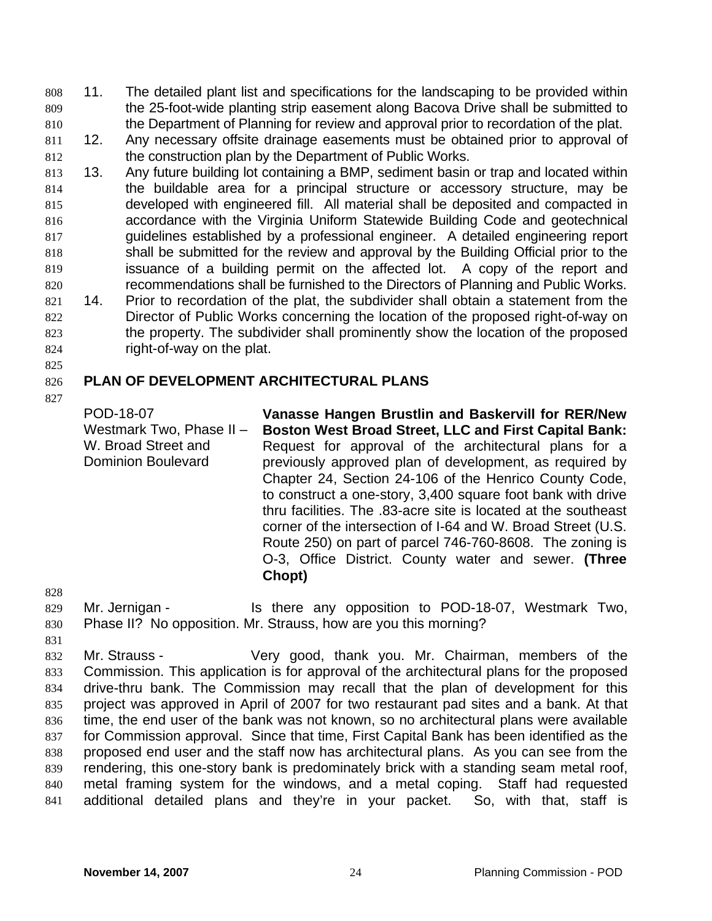11. The detailed plant list and specifications for the landscaping to be provided within the 25-foot-wide planting strip easement along Bacova Drive shall be submitted to the Department of Planning for review and approval prior to recordation of the plat.
12. Any necessary offsite drainage easements must be obtained prior to approval of the construction plan by the Department of Public Works.
13. Any future building lot containing a BMP, sediment basin or trap and located within the buildable area for a principal structure or accessory structure, may be developed with engineered fill. All material shall be deposited and compacted in accordance with the Virginia Uniform Statewide Building Code and geotechnical guidelines established by a professional engineer. A detailed engineering report shall be submitted for the review and approval by the Building Official prior to the issuance of a building permit on the affected lot. A copy of the report and recommendations shall be furnished to the Directors of Planning and Public Works.
14. Prior to recordation of the plat, the subdivider shall obtain a statement from the Director of Public Works concerning the location of the proposed right-of-way on the property. The subdivider shall prominently show the location of the proposed right-of-way on the plat.

## PLAN OF DEVELOPMENT ARCHITECTURAL PLANS

| | |
|---|---|
| POD-18-07<br>Westmark Two, Phase II – W. Broad Street and Dominion Boulevard | **Vanasse Hangen Brustlin and Baskervill for RER/New Boston West Broad Street, LLC and First Capital Bank:** Request for approval of the architectural plans for a previously approved plan of development, as required by Chapter 24, Section 24-106 of the Henrico County Code, to construct a one-story, 3,400 square foot bank with drive thru facilities. The .83-acre site is located at the southeast corner of the intersection of I-64 and W. Broad Street (U.S. Route 250) on part of parcel 746-760-8608. The zoning is O-3, Office District. County water and sewer. **(Three Chopt)** |

Mr. Jernigan - Is there any opposition to POD-18-07, Westmark Two, Phase II? No opposition. Mr. Strauss, how are you this morning?

Mr. Strauss - Very good, thank you. Mr. Chairman, members of the Commission. This application is for approval of the architectural plans for the proposed drive-thru bank. The Commission may recall that the plan of development for this project was approved in April of 2007 for two restaurant pad sites and a bank. At that time, the end user of the bank was not known, so no architectural plans were available for Commission approval. Since that time, First Capital Bank has been identified as the proposed end user and the staff now has architectural plans. As you can see from the rendering, this one-story bank is predominately brick with a standing seam metal roof, metal framing system for the windows, and a metal coping. Staff had requested additional detailed plans and they're in your packet. So, with that, staff is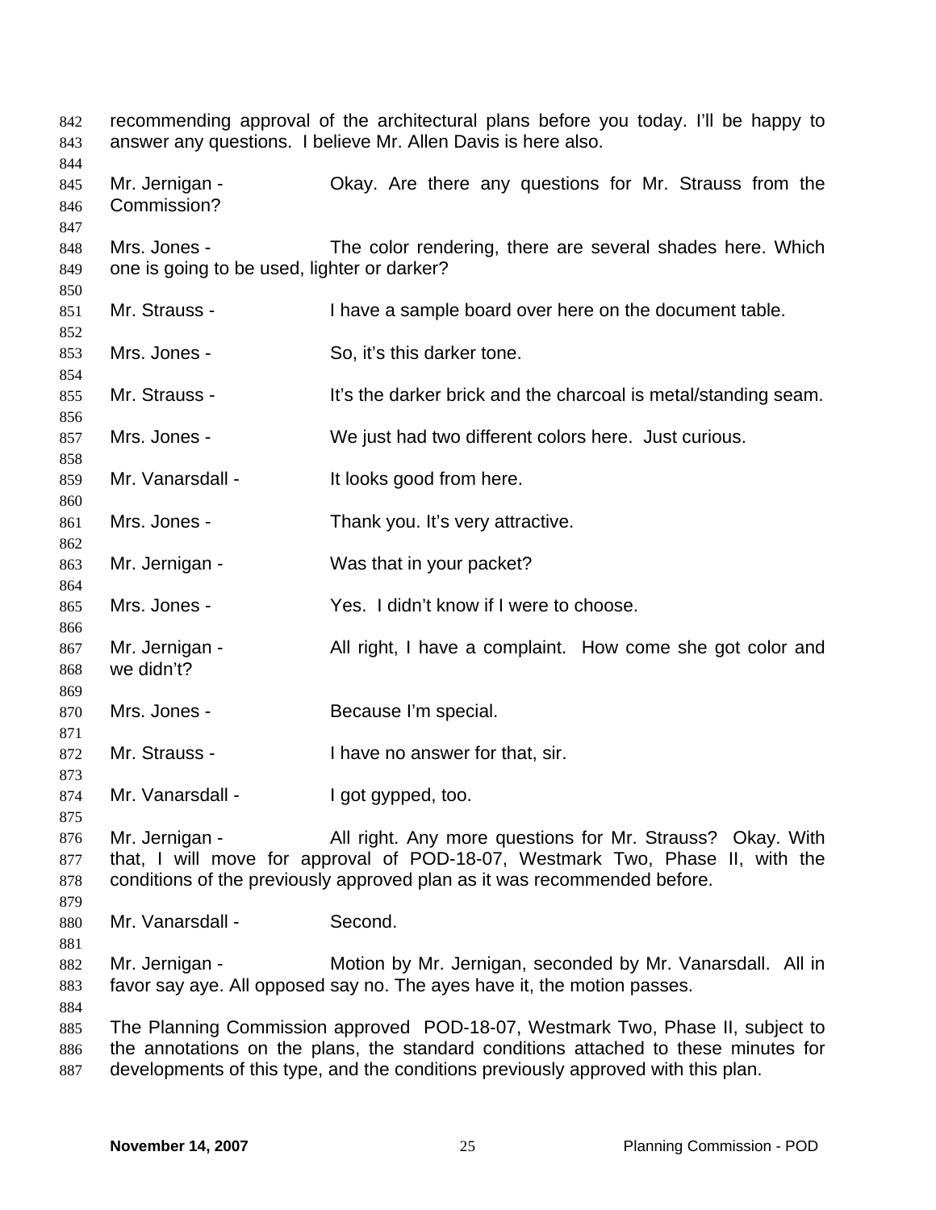recommending approval of the architectural plans before you today. I'll be happy to answer any questions. I believe Mr. Allen Davis is here also.

Mr. Jernigan - Okay. Are there any questions for Mr. Strauss from the Commission?

Mrs. Jones - The color rendering, there are several shades here. Which one is going to be used, lighter or darker?

Mr. Strauss - I have a sample board over here on the document table.

Mrs. Jones - So, it's this darker tone.

Mr. Strauss - It's the darker brick and the charcoal is metal/standing seam.

Mrs. Jones - We just had two different colors here. Just curious.

Mr. Vanarsdall - It looks good from here.

Mrs. Jones - Thank you. It's very attractive.

Mr. Jernigan - Was that in your packet?

Mrs. Jones - Yes. I didn't know if I were to choose.

Mr. Jernigan - All right, I have a complaint. How come she got color and we didn't?

Mrs. Jones - Because I'm special.

Mr. Strauss - I have no answer for that, sir.

Mr. Vanarsdall - I got gypped, too.

Mr. Jernigan - All right. Any more questions for Mr. Strauss? Okay. With that, I will move for approval of POD-18-07, Westmark Two, Phase II, with the conditions of the previously approved plan as it was recommended before.

Mr. Vanarsdall - Second.

Mr. Jernigan - Motion by Mr. Jernigan, seconded by Mr. Vanarsdall. All in favor say aye. All opposed say no. The ayes have it, the motion passes.

The Planning Commission approved POD-18-07, Westmark Two, Phase II, subject to the annotations on the plans, the standard conditions attached to these minutes for developments of this type, and the conditions previously approved with this plan.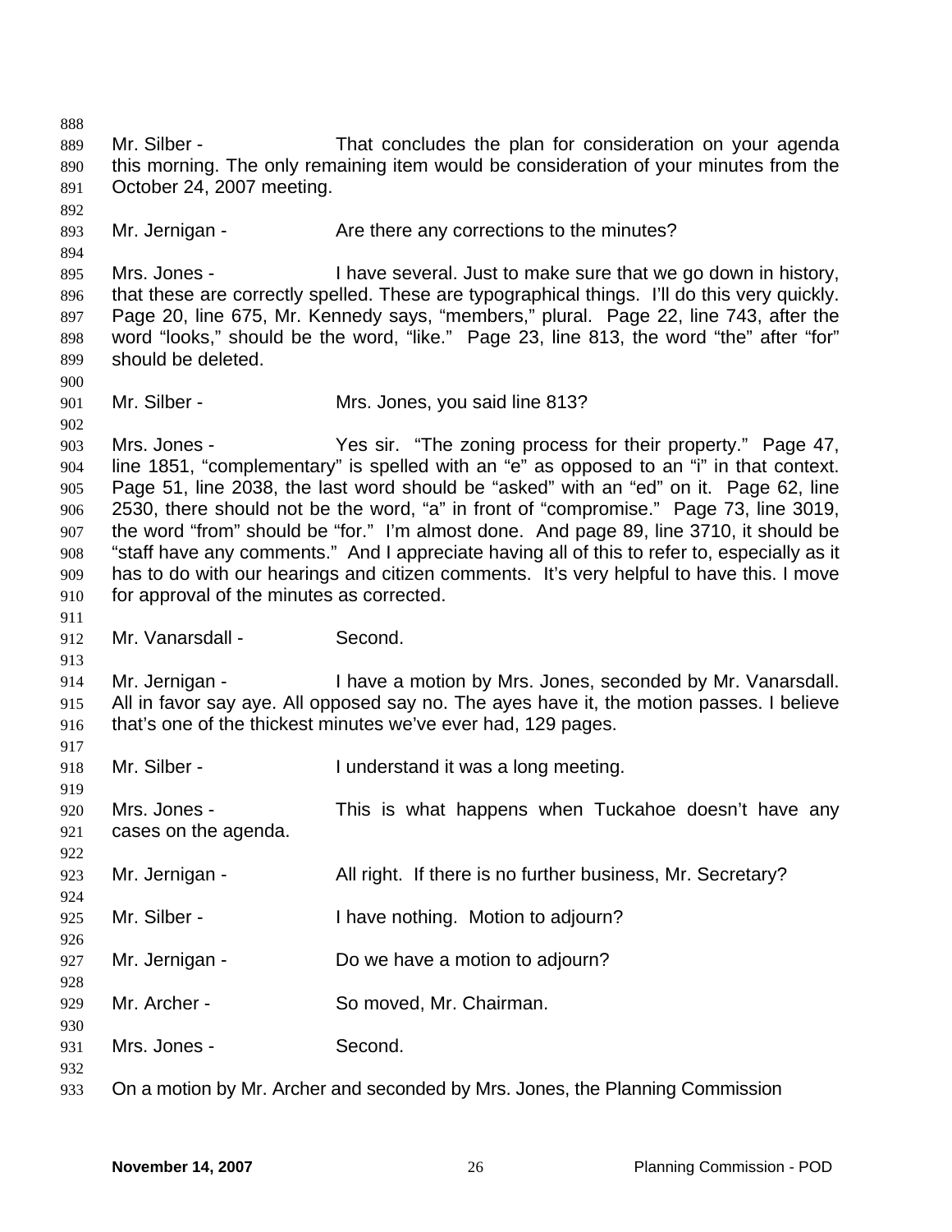Mr. Silber - That concludes the plan for consideration on your agenda this morning. The only remaining item would be consideration of your minutes from the October 24, 2007 meeting.

Mr. Jernigan - Are there any corrections to the minutes?

Mrs. Jones - I have several. Just to make sure that we go down in history, that these are correctly spelled. These are typographical things. I'll do this very quickly. Page 20, line 675, Mr. Kennedy says, "members," plural. Page 22, line 743, after the word "looks," should be the word, "like." Page 23, line 813, the word "the" after "for" should be deleted.

Mr. Silber - Mrs. Jones, you said line 813?

Mrs. Jones - Yes sir. "The zoning process for their property." Page 47, line 1851, "complementary" is spelled with an "e" as opposed to an "i" in that context. Page 51, line 2038, the last word should be "asked" with an "ed" on it. Page 62, line 2530, there should not be the word, "a" in front of "compromise." Page 73, line 3019, the word "from" should be "for." I'm almost done. And page 89, line 3710, it should be "staff have any comments." And I appreciate having all of this to refer to, especially as it has to do with our hearings and citizen comments. It's very helpful to have this. I move for approval of the minutes as corrected.

Mr. Vanarsdall - Second.

Mr. Jernigan - I have a motion by Mrs. Jones, seconded by Mr. Vanarsdall. All in favor say aye. All opposed say no. The ayes have it, the motion passes. I believe that's one of the thickest minutes we've ever had, 129 pages.

Mr. Silber - I understand it was a long meeting.

Mrs. Jones - This is what happens when Tuckahoe doesn't have any cases on the agenda.

Mr. Jernigan - All right. If there is no further business, Mr. Secretary?

Mr. Silber - I have nothing. Motion to adjourn?

Mr. Jernigan - Do we have a motion to adjourn?

Mr. Archer - So moved, Mr. Chairman.

Mrs. Jones - Second.

On a motion by Mr. Archer and seconded by Mrs. Jones, the Planning Commission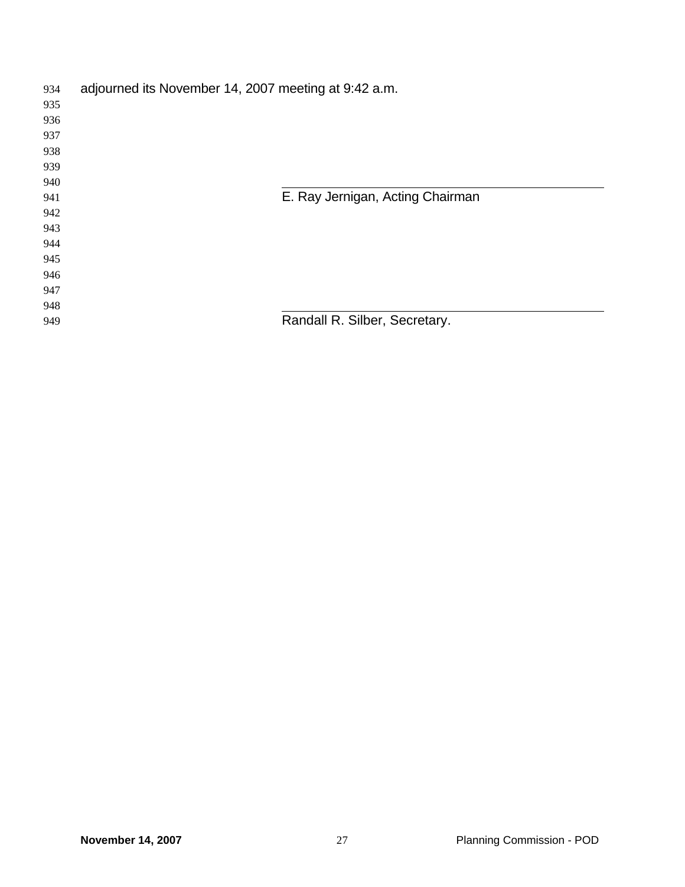adjourned its November 14, 2007 meeting at 9:42 a.m.

\_\_\_\_\_\_\_\_\_\_\_\_\_\_\_\_\_\_\_\_\_\_\_\_\_\_\_\_\_\_\_\_\_\_\_\_

E. Ray Jernigan, Acting Chairman

\_\_\_\_\_\_\_\_\_\_\_\_\_\_\_\_\_\_\_\_\_\_\_\_\_\_\_\_\_\_\_\_\_\_\_\_

Randall R. Silber, Secretary.